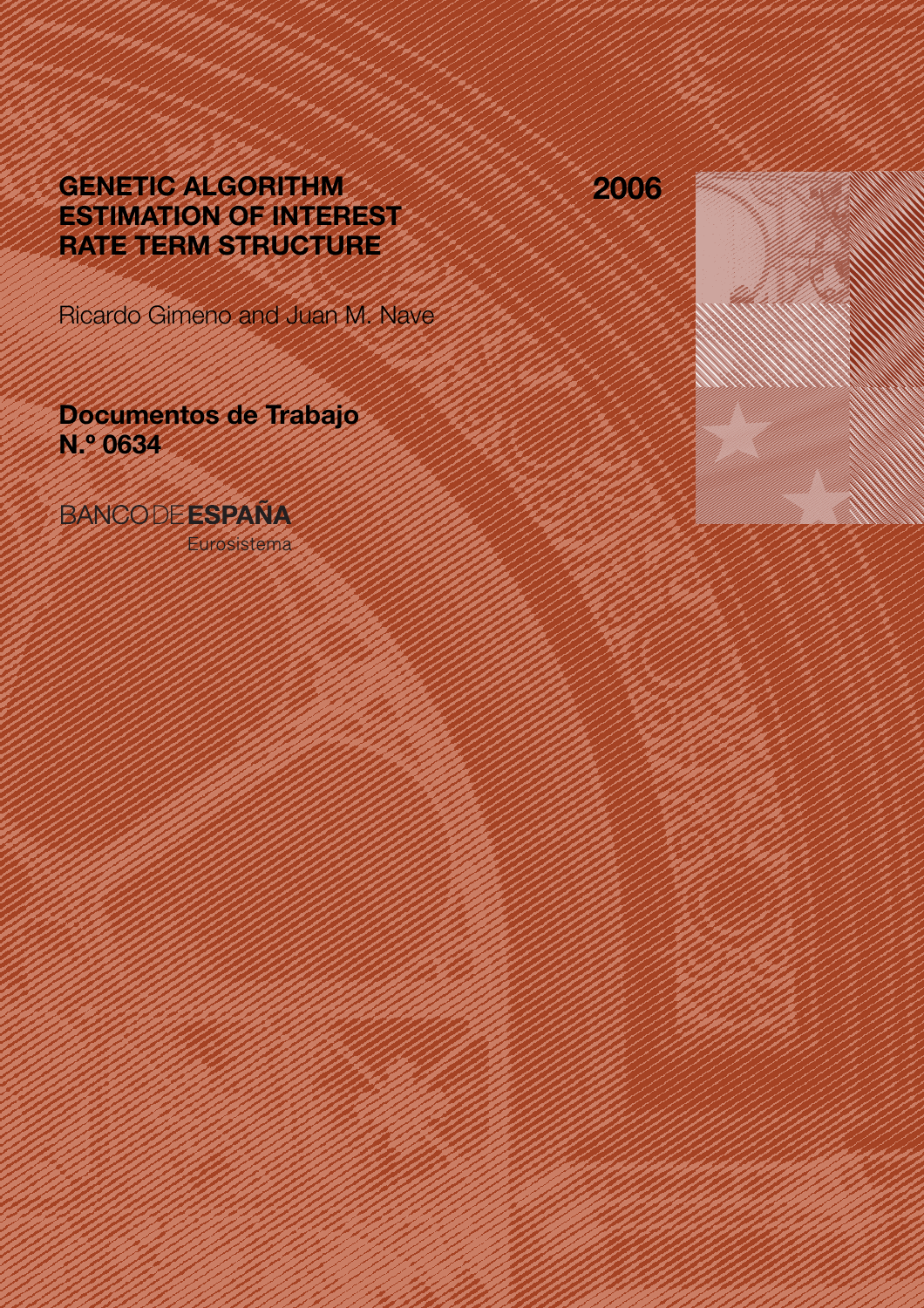# GENETIC ALGORITHM ESTIMATION OF INTEREST RATE TERM STRUCTURE

**2006**

Ricardo Gimeno and Juan M. Nave

**Documentos de Trabajo**
**N.º 0634**

BANCO DE **ESPAÑA**

Eurosistema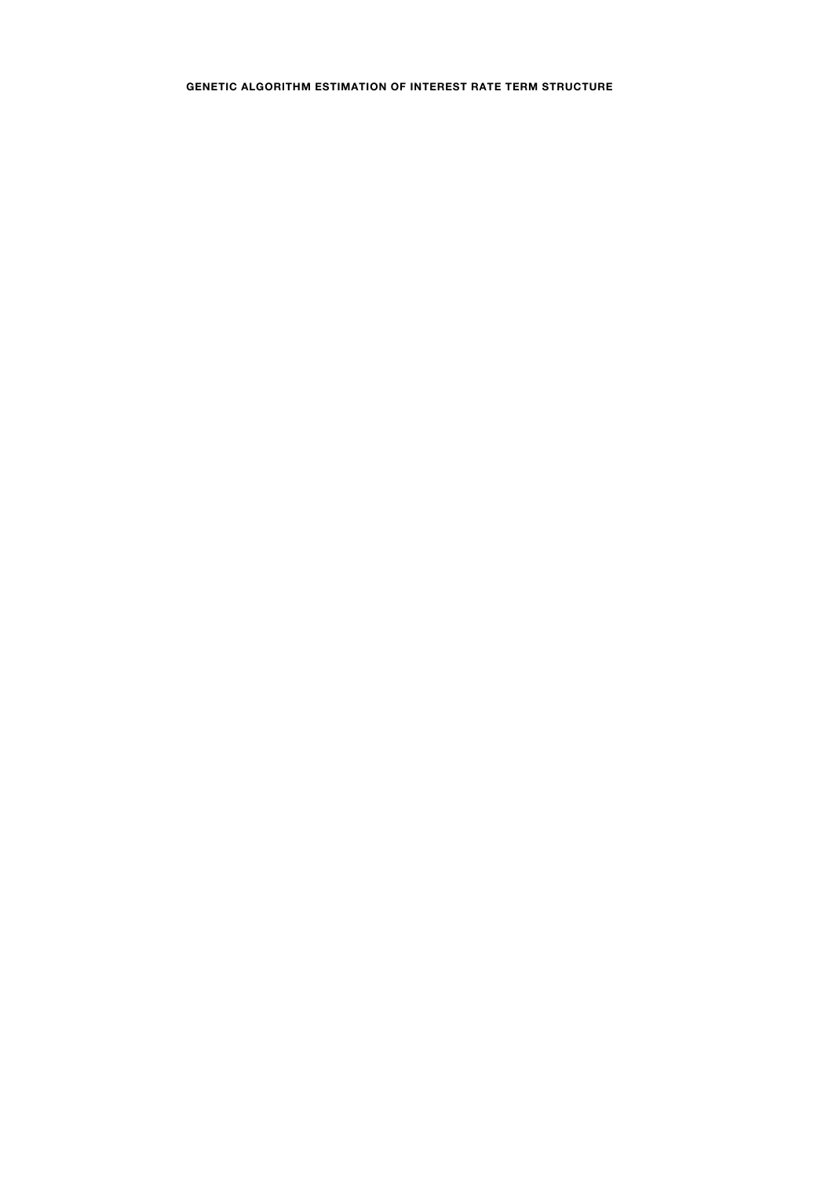**GENETIC ALGORITHM ESTIMATION OF INTEREST RATE TERM STRUCTURE**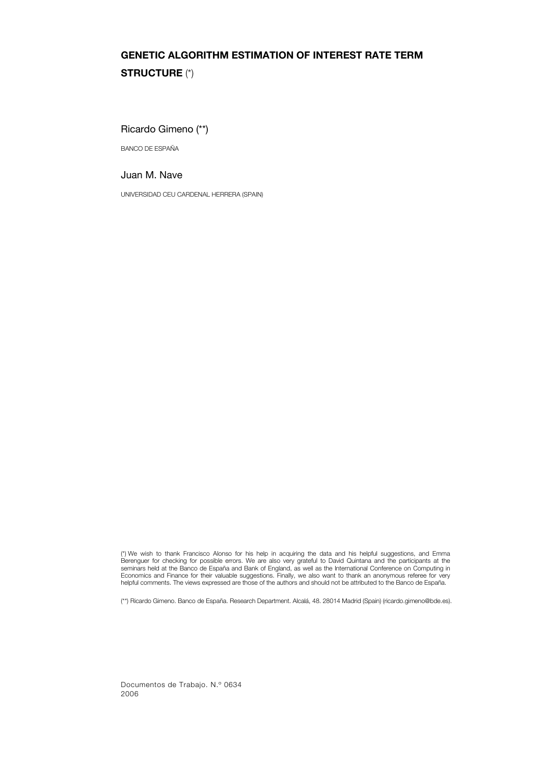# GENETIC ALGORITHM ESTIMATION OF INTEREST RATE TERM STRUCTURE (*)

Ricardo Gimeno (**)

BANCO DE ESPAÑA

Juan M. Nave

UNIVERSIDAD CEU CARDENAL HERRERA (SPAIN)

(*) We wish to thank Francisco Alonso for his help in acquiring the data and his helpful suggestions, and Emma Berenguer for checking for possible errors. We are also very grateful to David Quintana and the participants at the seminars held at the Banco de España and Bank of England, as well as the International Conference on Computing in Economics and Finance for their valuable suggestions. Finally, we also want to thank an anonymous referee for very helpful comments. The views expressed are those of the authors and should not be attributed to the Banco de España.

(**) Ricardo Gimeno. Banco de España. Research Department. Alcalá, 48. 28014 Madrid (Spain) (ricardo.gimeno@bde.es).

Documentos de Trabajo. N.º 0634
2006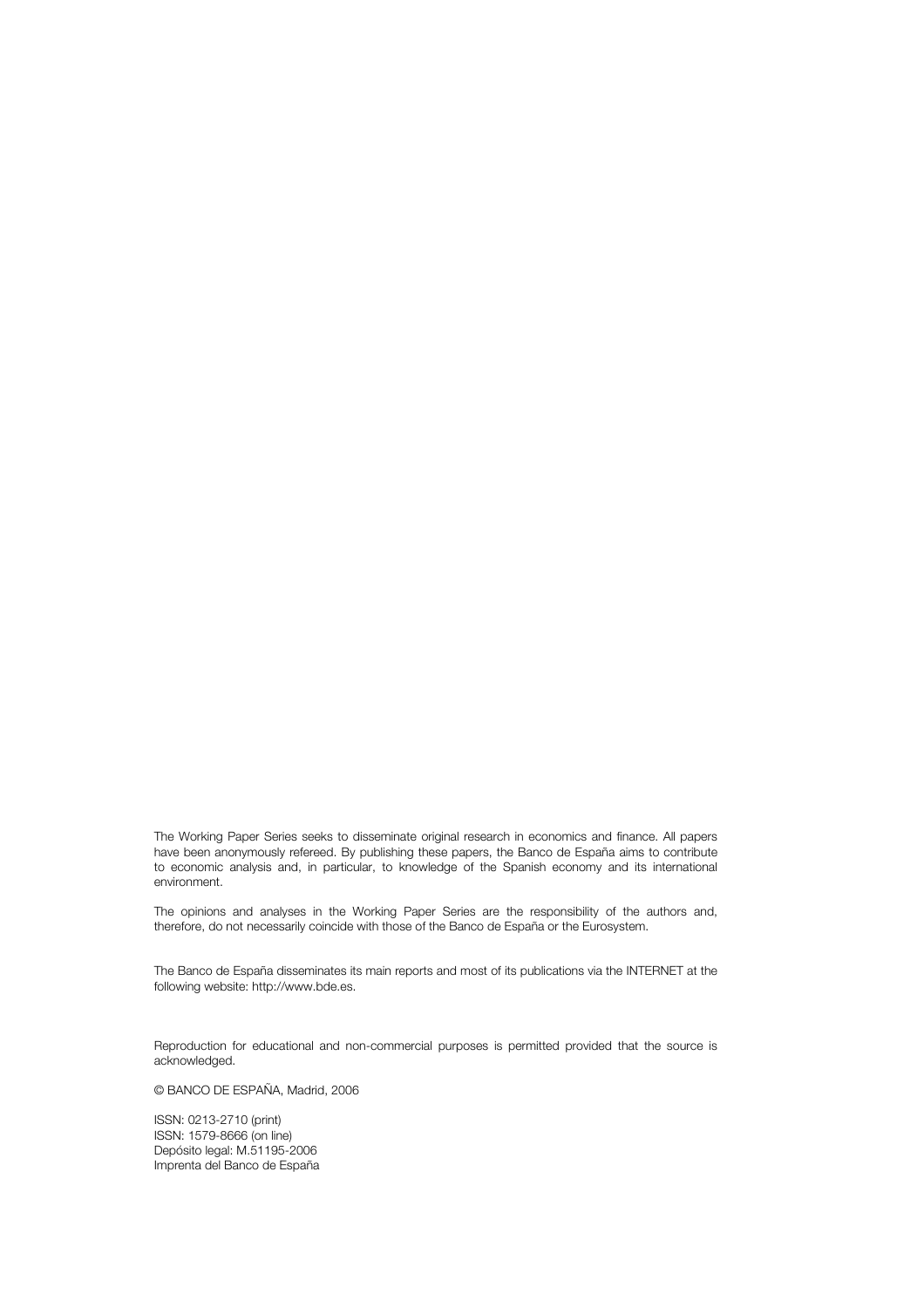The Working Paper Series seeks to disseminate original research in economics and finance. All papers have been anonymously refereed. By publishing these papers, the Banco de España aims to contribute to economic analysis and, in particular, to knowledge of the Spanish economy and its international environment.

The opinions and analyses in the Working Paper Series are the responsibility of the authors and, therefore, do not necessarily coincide with those of the Banco de España or the Eurosystem.

The Banco de España disseminates its main reports and most of its publications via the INTERNET at the following website: http://www.bde.es.

Reproduction for educational and non-commercial purposes is permitted provided that the source is acknowledged.

© BANCO DE ESPAÑA, Madrid, 2006

ISSN: 0213-2710 (print)
ISSN: 1579-8666 (on line)
Depósito legal: M.51195-2006
Imprenta del Banco de España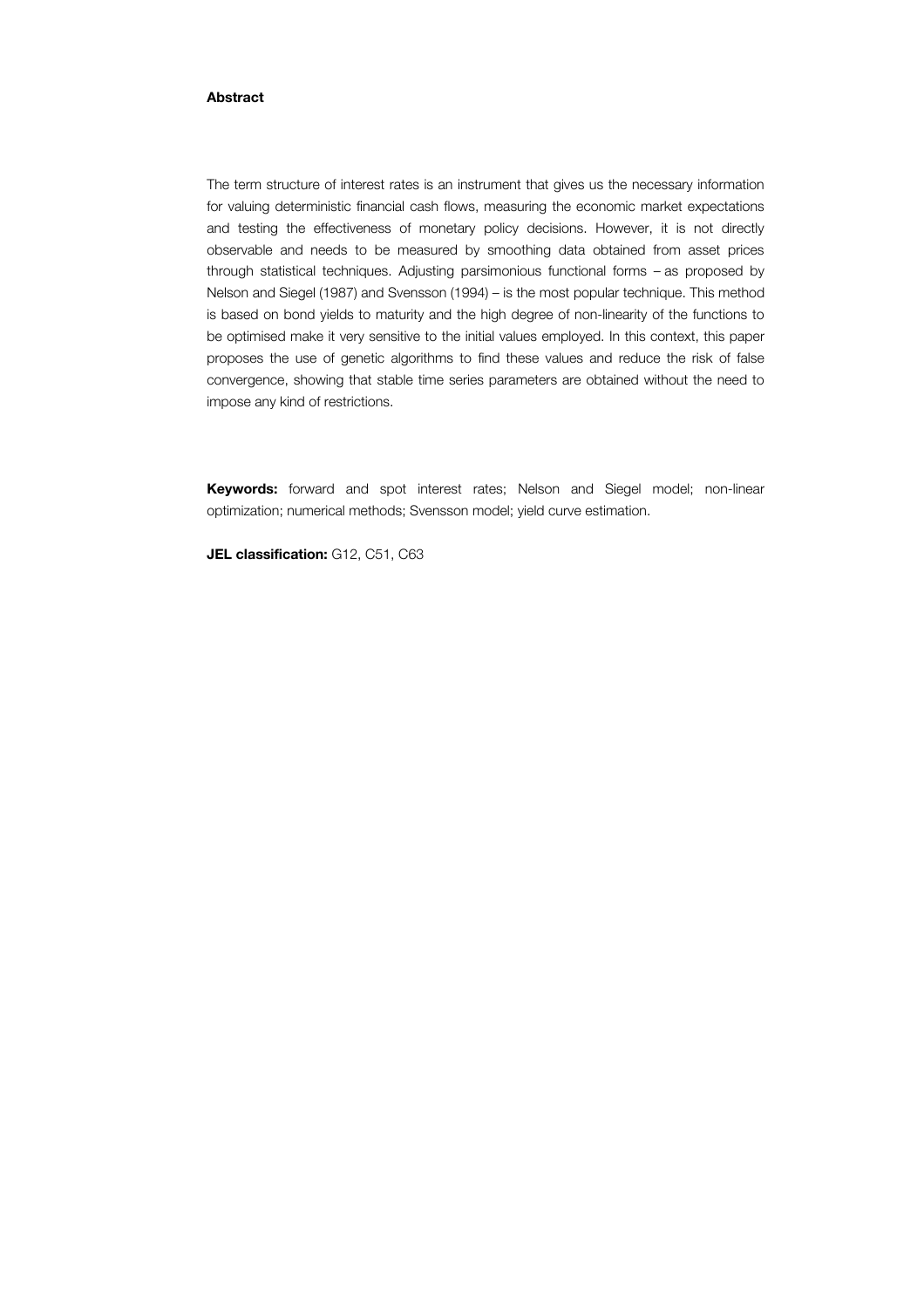**Abstract**

The term structure of interest rates is an instrument that gives us the necessary information for valuing deterministic financial cash flows, measuring the economic market expectations and testing the effectiveness of monetary policy decisions. However, it is not directly observable and needs to be measured by smoothing data obtained from asset prices through statistical techniques. Adjusting parsimonious functional forms – as proposed by Nelson and Siegel (1987) and Svensson (1994) – is the most popular technique. This method is based on bond yields to maturity and the high degree of non-linearity of the functions to be optimised make it very sensitive to the initial values employed. In this context, this paper proposes the use of genetic algorithms to find these values and reduce the risk of false convergence, showing that stable time series parameters are obtained without the need to impose any kind of restrictions.

**Keywords:** forward and spot interest rates; Nelson and Siegel model; non-linear optimization; numerical methods; Svensson model; yield curve estimation.

**JEL classification:** G12, C51, C63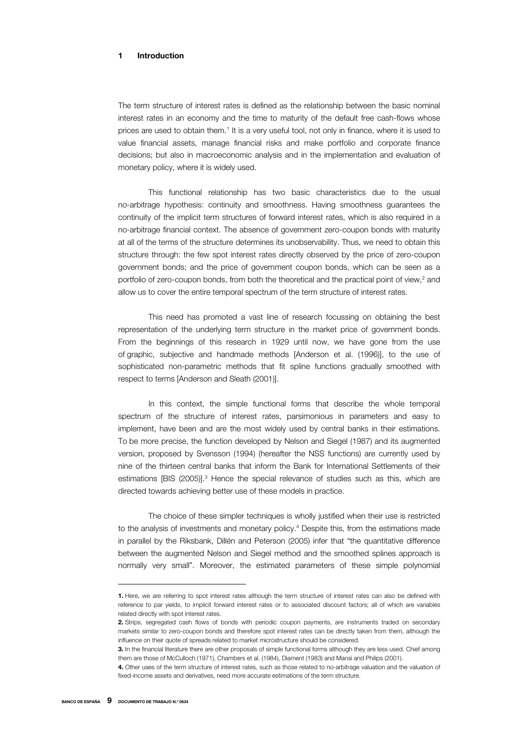# 1 Introduction

The term structure of interest rates is defined as the relationship between the basic nominal interest rates in an economy and the time to maturity of the default free cash-flows whose prices are used to obtain them.[1] It is a very useful tool, not only in finance, where it is used to value financial assets, manage financial risks and make portfolio and corporate finance decisions; but also in macroeconomic analysis and in the implementation and evaluation of monetary policy, where it is widely used.

This functional relationship has two basic characteristics due to the usual no-arbitrage hypothesis: continuity and smoothness. Having smoothness guarantees the continuity of the implicit term structures of forward interest rates, which is also required in a no-arbitrage financial context. The absence of government zero-coupon bonds with maturity at all of the terms of the structure determines its unobservability. Thus, we need to obtain this structure through: the few spot interest rates directly observed by the price of zero-coupon government bonds; and the price of government coupon bonds, which can be seen as a portfolio of zero-coupon bonds, from both the theoretical and the practical point of view,[2] and allow us to cover the entire temporal spectrum of the term structure of interest rates.

This need has promoted a vast line of research focussing on obtaining the best representation of the underlying term structure in the market price of government bonds. From the beginnings of this research in 1929 until now, we have gone from the use of graphic, subjective and handmade methods [Anderson et al. (1996)], to the use of sophisticated non-parametric methods that fit spline functions gradually smoothed with respect to terms [Anderson and Sleath (2001)].

In this context, the simple functional forms that describe the whole temporal spectrum of the structure of interest rates, parsimonious in parameters and easy to implement, have been and are the most widely used by central banks in their estimations. To be more precise, the function developed by Nelson and Siegel (1987) and its augmented version, proposed by Svensson (1994) (hereafter the NSS functions) are currently used by nine of the thirteen central banks that inform the Bank for International Settlements of their estimations [BIS (2005)].[3] Hence the special relevance of studies such as this, which are directed towards achieving better use of these models in practice.

The choice of these simpler techniques is wholly justified when their use is restricted to the analysis of investments and monetary policy.[4] Despite this, from the estimations made in parallel by the Riksbank, Dillén and Peterson (2005) infer that "the quantitative difference between the augmented Nelson and Siegel method and the smoothed splines approach is normally very small". Moreover, the estimated parameters of these simple polynomial

---

**1.** Here, we are referring to spot interest rates although the term structure of interest rates can also be defined with reference to par yields, to implicit forward interest rates or to associated discount factors; all of which are variables related directly with spot interest rates.

**2.** Strips, segregated cash flows of bonds with periodic coupon payments, are instruments traded on secondary markets similar to zero-coupon bonds and therefore spot interest rates can be directly taken from them, although the influence on their quote of spreads related to market microstructure should be considered.

**3.** In the financial literature there are other proposals of simple functional forms although they are less used. Chief among them are those of McCulloch (1971), Chambers et al. (1984), Diament (1983) and Mansi and Philips (2001).

**4.** Other uses of the term structure of interest rates, such as those related to no-arbitrage valuation and the valuation of fixed-income assets and derivatives, need more accurate estimations of the term structure.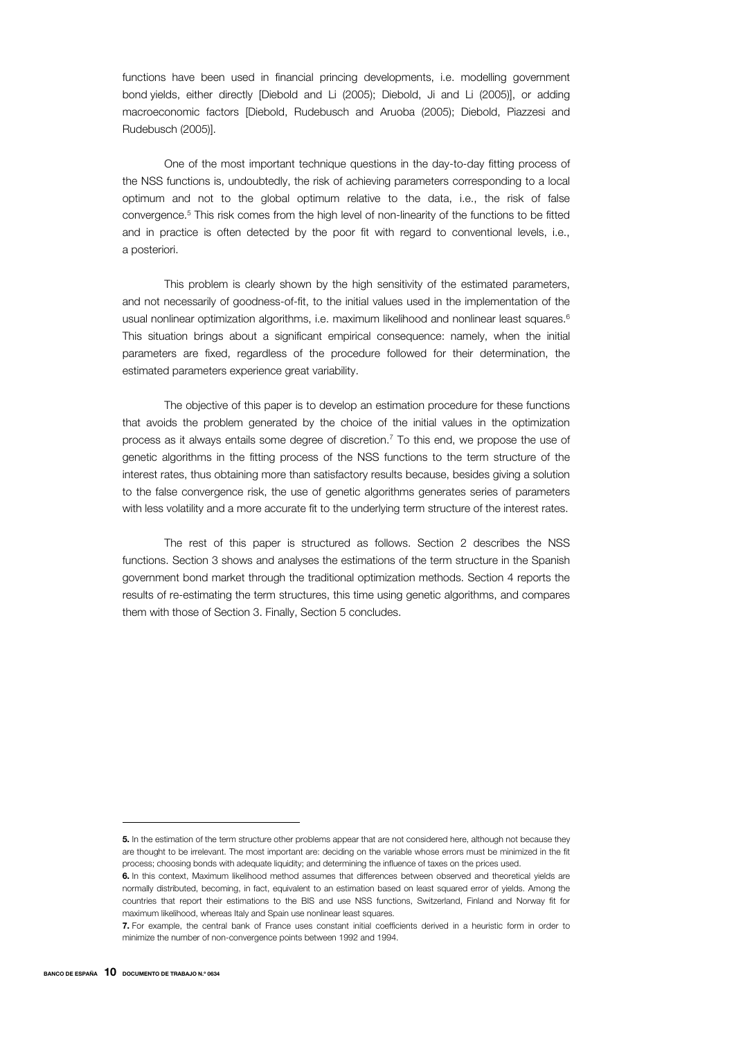functions have been used in financial princing developments, i.e. modelling government bond yields, either directly [Diebold and Li (2005); Diebold, Ji and Li (2005)], or adding macroeconomic factors [Diebold, Rudebusch and Aruoba (2005); Diebold, Piazzesi and Rudebusch (2005)].

One of the most important technique questions in the day-to-day fitting process of the NSS functions is, undoubtedly, the risk of achieving parameters corresponding to a local optimum and not to the global optimum relative to the data, i.e., the risk of false convergence.[5] This risk comes from the high level of non-linearity of the functions to be fitted and in practice is often detected by the poor fit with regard to conventional levels, i.e., a posteriori.

This problem is clearly shown by the high sensitivity of the estimated parameters, and not necessarily of goodness-of-fit, to the initial values used in the implementation of the usual nonlinear optimization algorithms, i.e. maximum likelihood and nonlinear least squares.[6] This situation brings about a significant empirical consequence: namely, when the initial parameters are fixed, regardless of the procedure followed for their determination, the estimated parameters experience great variability.

The objective of this paper is to develop an estimation procedure for these functions that avoids the problem generated by the choice of the initial values in the optimization process as it always entails some degree of discretion.[7] To this end, we propose the use of genetic algorithms in the fitting process of the NSS functions to the term structure of the interest rates, thus obtaining more than satisfactory results because, besides giving a solution to the false convergence risk, the use of genetic algorithms generates series of parameters with less volatility and a more accurate fit to the underlying term structure of the interest rates.

The rest of this paper is structured as follows. Section 2 describes the NSS functions. Section 3 shows and analyses the estimations of the term structure in the Spanish government bond market through the traditional optimization methods. Section 4 reports the results of re-estimating the term structures, this time using genetic algorithms, and compares them with those of Section 3. Finally, Section 5 concludes.

---

**5.** In the estimation of the term structure other problems appear that are not considered here, although not because they are thought to be irrelevant. The most important are: deciding on the variable whose errors must be minimized in the fit process; choosing bonds with adequate liquidity; and determining the influence of taxes on the prices used.

**6.** In this context, Maximum likelihood method assumes that differences between observed and theoretical yields are normally distributed, becoming, in fact, equivalent to an estimation based on least squared error of yields. Among the countries that report their estimations to the BIS and use NSS functions, Switzerland, Finland and Norway fit for maximum likelihood, whereas Italy and Spain use nonlinear least squares.

**7.** For example, the central bank of France uses constant initial coefficients derived in a heuristic form in order to minimize the number of non-convergence points between 1992 and 1994.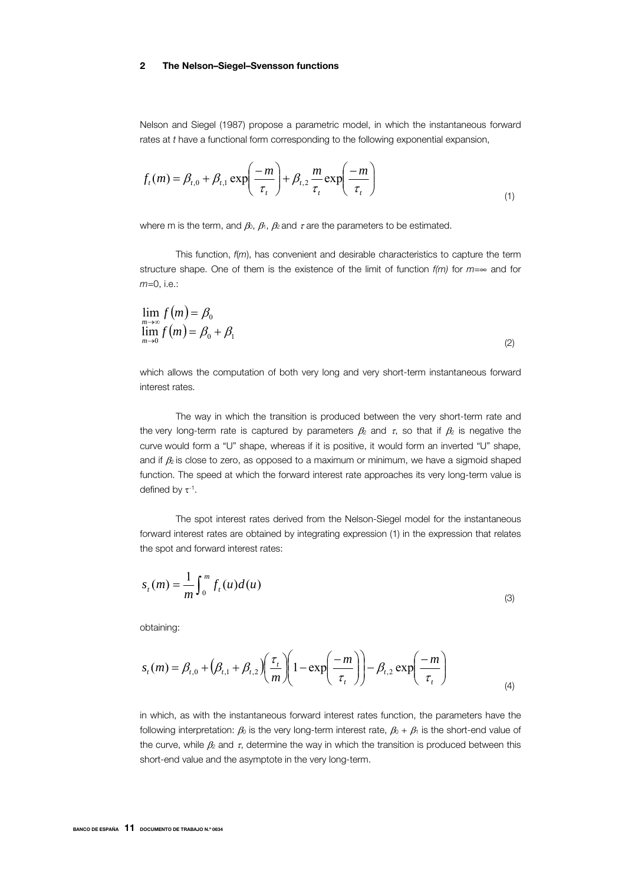## 2 The Nelson–Siegel–Svensson functions

Nelson and Siegel (1987) propose a parametric model, in which the instantaneous forward rates at *t* have a functional form corresponding to the following exponential expansion,

$$f_t(m) = \beta_{t,0} + \beta_{t,1} \exp\left(\frac{-m}{\tau_t}\right) + \beta_{t,2} \frac{m}{\tau_t} \exp\left(\frac{-m}{\tau_t}\right) \tag{1}$$

where m is the term, and $\beta_0$, $\beta_1$, $\beta_2$ and $\tau$ are the parameters to be estimated.

This function, $f(m)$, has convenient and desirable characteristics to capture the term structure shape. One of them is the existence of the limit of function $f(m)$ for $m=\infty$ and for $m=0$, i.e.:

$$\begin{aligned} \lim_{m \to \infty} f(m) &= \beta_0 \\ \lim_{m \to 0} f(m) &= \beta_0 + \beta_1 \end{aligned} \tag{2}$$

which allows the computation of both very long and very short-term instantaneous forward interest rates.

The way in which the transition is produced between the very short-term rate and the very long-term rate is captured by parameters $\beta_2$ and $\tau$, so that if $\beta_2$ is negative the curve would form a "U" shape, whereas if it is positive, it would form an inverted "U" shape, and if $\beta_2$ is close to zero, as opposed to a maximum or minimum, we have a sigmoid shaped function. The speed at which the forward interest rate approaches its very long-term value is defined by $\tau^{-1}$.

The spot interest rates derived from the Nelson-Siegel model for the instantaneous forward interest rates are obtained by integrating expression (1) in the expression that relates the spot and forward interest rates:

$$s_t(m) = \frac{1}{m} \int_0^m f_t(u) d(u) \tag{3}$$

obtaining:

$$s_t(m) = \beta_{t,0} + \left(\beta_{t,1} + \beta_{t,2}\right)\left(\frac{\tau_t}{m}\right)\left(1 - \exp\left(\frac{-m}{\tau_t}\right)\right) - \beta_{t,2} \exp\left(\frac{-m}{\tau_t}\right) \tag{4}$$

in which, as with the instantaneous forward interest rates function, the parameters have the following interpretation: $\beta_0$ is the very long-term interest rate, $\beta_0 + \beta_1$ is the short-end value of the curve, while $\beta_2$ and $\tau$, determine the way in which the transition is produced between this short-end value and the asymptote in the very long-term.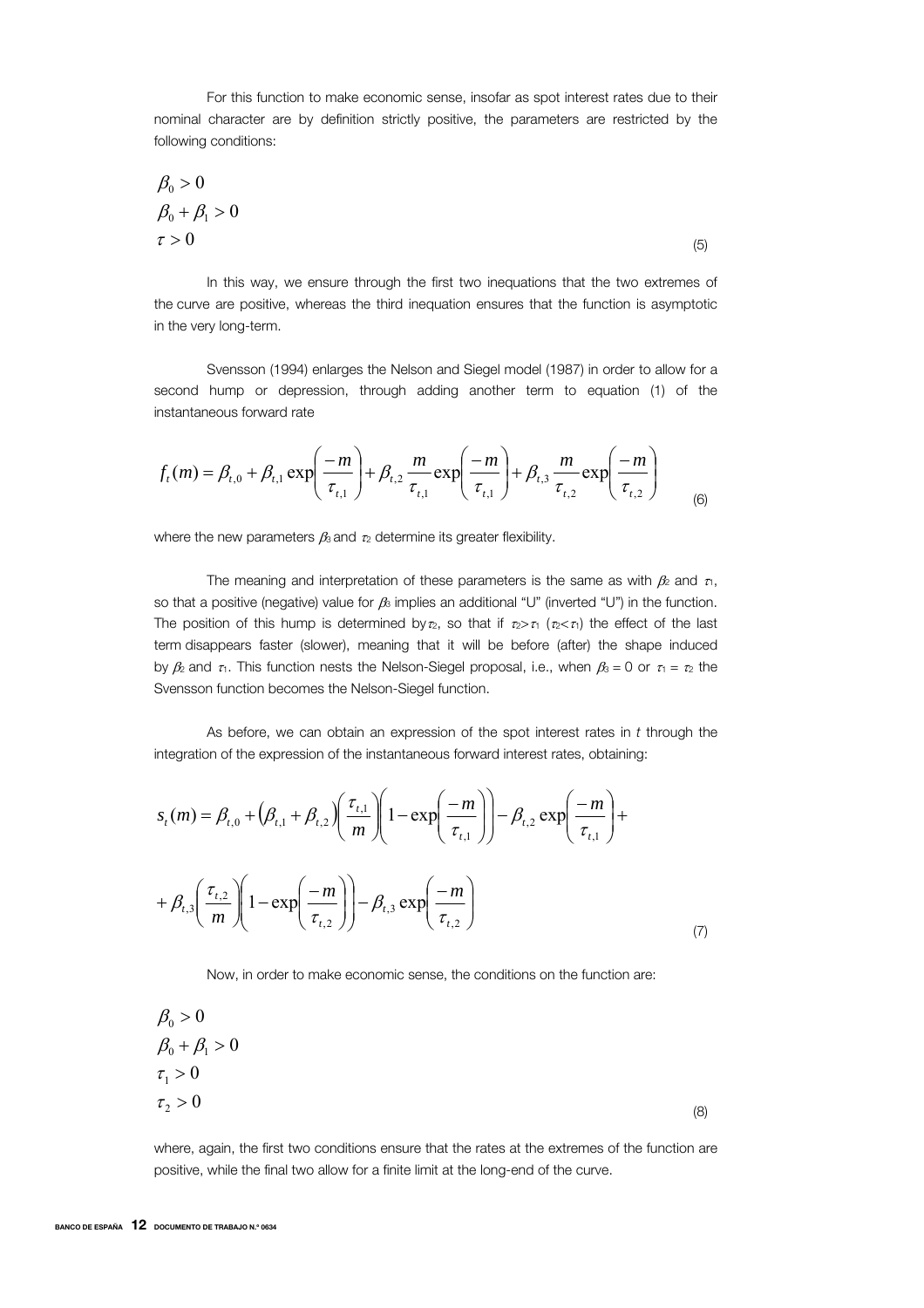For this function to make economic sense, insofar as spot interest rates due to their nominal character are by definition strictly positive, the parameters are restricted by the following conditions:

$$
\begin{aligned}
&\beta_0 > 0 \\
&\beta_0 + \beta_1 > 0 \\
&\tau > 0
\end{aligned}
\tag{5}
$$

In this way, we ensure through the first two inequations that the two extremes of the curve are positive, whereas the third inequation ensures that the function is asymptotic in the very long-term.

Svensson (1994) enlarges the Nelson and Siegel model (1987) in order to allow for a second hump or depression, through adding another term to equation (1) of the instantaneous forward rate

$$
f_t(m) = \beta_{t,0} + \beta_{t,1}\exp\left(\frac{-m}{\tau_{t,1}}\right) + \beta_{t,2}\frac{m}{\tau_{t,1}}\exp\left(\frac{-m}{\tau_{t,1}}\right) + \beta_{t,3}\frac{m}{\tau_{t,2}}\exp\left(\frac{-m}{\tau_{t,2}}\right)
\tag{6}
$$

where the new parameters $\beta_3$ and $\tau_2$ determine its greater flexibility.

The meaning and interpretation of these parameters is the same as with $\beta_2$ and $\tau_1$, so that a positive (negative) value for $\beta_3$ implies an additional "U" (inverted "U") in the function. The position of this hump is determined by $\tau_2$, so that if $\tau_2 > \tau_1$ ($\tau_2 < \tau_1$) the effect of the last term disappears faster (slower), meaning that it will be before (after) the shape induced by $\beta_2$ and $\tau_1$. This function nests the Nelson-Siegel proposal, i.e., when $\beta_3 = 0$ or $\tau_1 = \tau_2$ the Svensson function becomes the Nelson-Siegel function.

As before, we can obtain an expression of the spot interest rates in *t* through the integration of the expression of the instantaneous forward interest rates, obtaining:

$$
\begin{aligned}
s_t(m) = {} & \beta_{t,0} + \left(\beta_{t,1} + \beta_{t,2}\right)\left(\frac{\tau_{t,1}}{m}\right)\left(1 - \exp\left(\frac{-m}{\tau_{t,1}}\right)\right) - \beta_{t,2}\exp\left(\frac{-m}{\tau_{t,1}}\right) + \\
& + \beta_{t,3}\left(\frac{\tau_{t,2}}{m}\right)\left(1 - \exp\left(\frac{-m}{\tau_{t,2}}\right)\right) - \beta_{t,3}\exp\left(\frac{-m}{\tau_{t,2}}\right)
\end{aligned}
\tag{7}
$$

Now, in order to make economic sense, the conditions on the function are:

$$
\begin{aligned}
&\beta_0 > 0 \\
&\beta_0 + \beta_1 > 0 \\
&\tau_1 > 0 \\
&\tau_2 > 0
\end{aligned}
\tag{8}
$$

where, again, the first two conditions ensure that the rates at the extremes of the function are positive, while the final two allow for a finite limit at the long-end of the curve.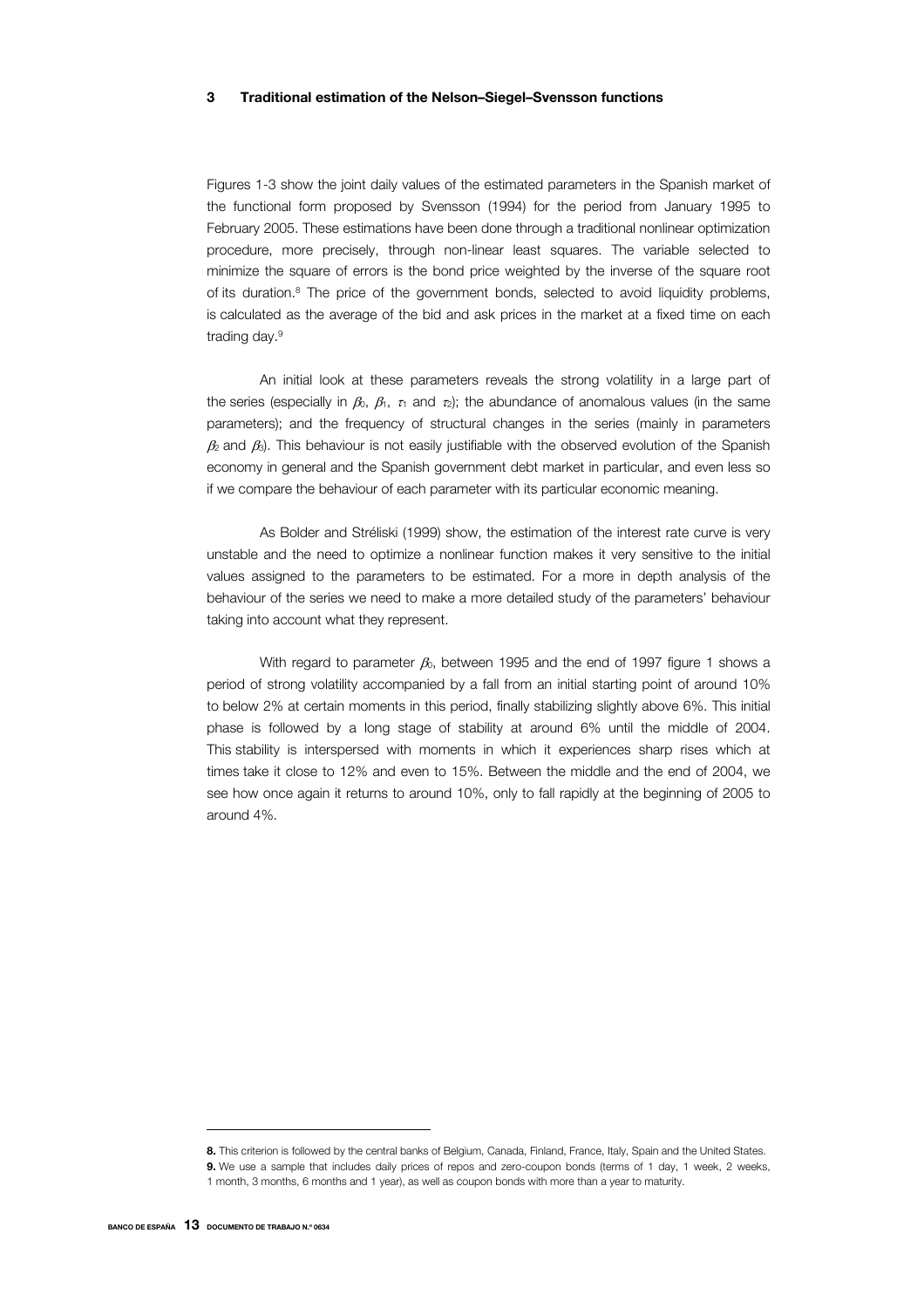## 3 Traditional estimation of the Nelson–Siegel–Svensson functions

Figures 1-3 show the joint daily values of the estimated parameters in the Spanish market of the functional form proposed by Svensson (1994) for the period from January 1995 to February 2005. These estimations have been done through a traditional nonlinear optimization procedure, more precisely, through non-linear least squares. The variable selected to minimize the square of errors is the bond price weighted by the inverse of the square root of its duration.[8] The price of the government bonds, selected to avoid liquidity problems, is calculated as the average of the bid and ask prices in the market at a fixed time on each trading day.[9]

An initial look at these parameters reveals the strong volatility in a large part of the series (especially in $\beta_0$, $\beta_1$, $\tau_1$ and $\tau_2$); the abundance of anomalous values (in the same parameters); and the frequency of structural changes in the series (mainly in parameters $\beta_2$ and $\beta_3$). This behaviour is not easily justifiable with the observed evolution of the Spanish economy in general and the Spanish government debt market in particular, and even less so if we compare the behaviour of each parameter with its particular economic meaning.

As Bolder and Stréliski (1999) show, the estimation of the interest rate curve is very unstable and the need to optimize a nonlinear function makes it very sensitive to the initial values assigned to the parameters to be estimated. For a more in depth analysis of the behaviour of the series we need to make a more detailed study of the parameters' behaviour taking into account what they represent.

With regard to parameter $\beta_0$, between 1995 and the end of 1997 figure 1 shows a period of strong volatility accompanied by a fall from an initial starting point of around 10% to below 2% at certain moments in this period, finally stabilizing slightly above 6%. This initial phase is followed by a long stage of stability at around 6% until the middle of 2004. This stability is interspersed with moments in which it experiences sharp rises which at times take it close to 12% and even to 15%. Between the middle and the end of 2004, we see how once again it returns to around 10%, only to fall rapidly at the beginning of 2005 to around 4%.

---

**8.** This criterion is followed by the central banks of Belgium, Canada, Finland, France, Italy, Spain and the United States.

**9.** We use a sample that includes daily prices of repos and zero-coupon bonds (terms of 1 day, 1 week, 2 weeks, 1 month, 3 months, 6 months and 1 year), as well as coupon bonds with more than a year to maturity.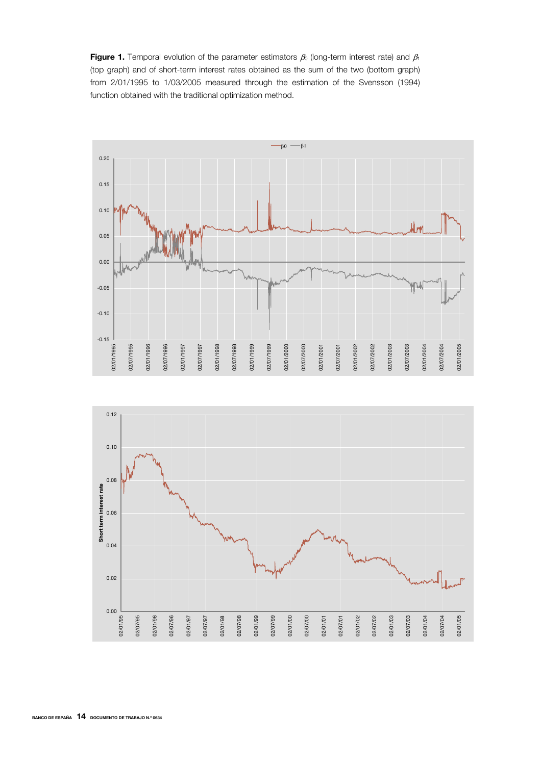**Figure 1.** Temporal evolution of the parameter estimators $\beta_0$ (long-term interest rate) and $\beta_1$ (top graph) and of short-term interest rates obtained as the sum of the two (bottom graph) from 2/01/1995 to 1/03/2005 measured through the estimation of the Svensson (1994) function obtained with the traditional optimization method.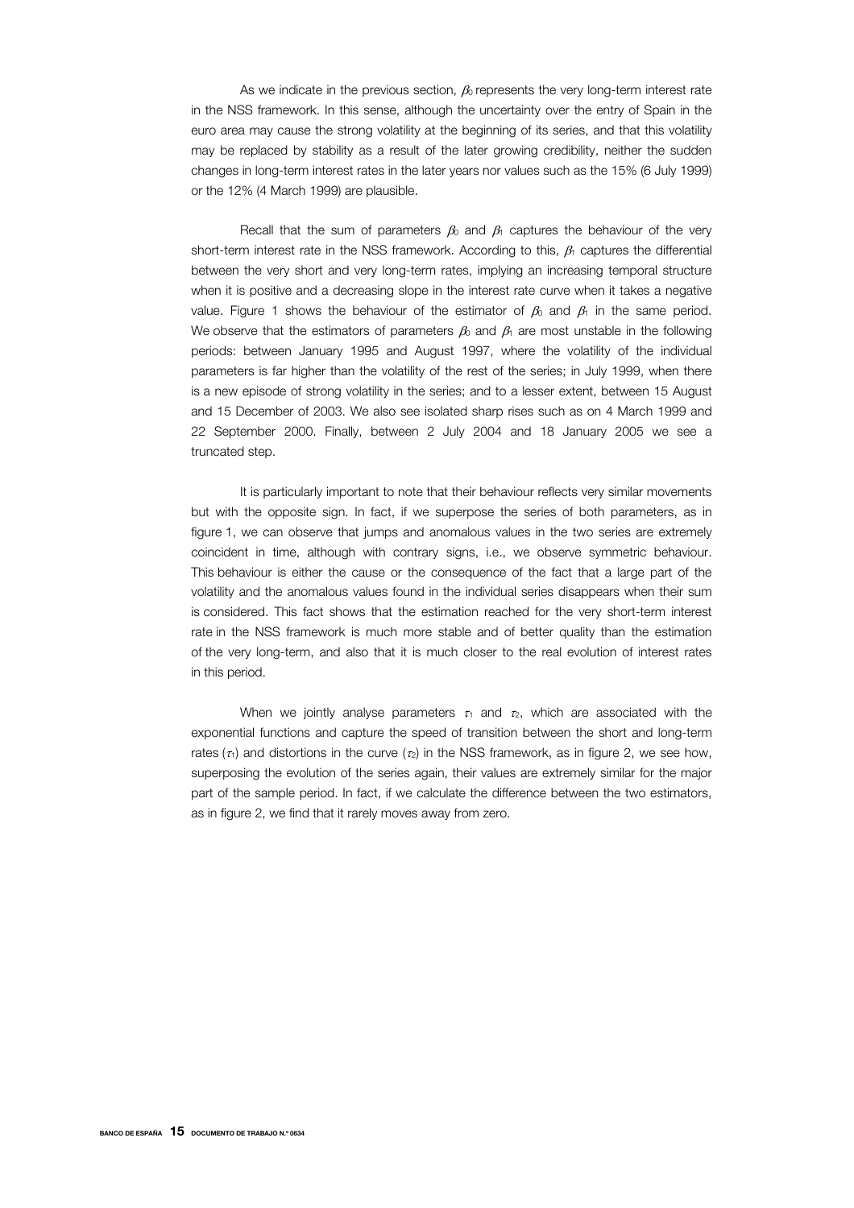As we indicate in the previous section, $\beta_0$ represents the very long-term interest rate in the NSS framework. In this sense, although the uncertainty over the entry of Spain in the euro area may cause the strong volatility at the beginning of its series, and that this volatility may be replaced by stability as a result of the later growing credibility, neither the sudden changes in long-term interest rates in the later years nor values such as the 15% (6 July 1999) or the 12% (4 March 1999) are plausible.

Recall that the sum of parameters $\beta_0$ and $\beta_1$ captures the behaviour of the very short-term interest rate in the NSS framework. According to this, $\beta_1$ captures the differential between the very short and very long-term rates, implying an increasing temporal structure when it is positive and a decreasing slope in the interest rate curve when it takes a negative value. Figure 1 shows the behaviour of the estimator of $\beta_0$ and $\beta_1$ in the same period. We observe that the estimators of parameters $\beta_0$ and $\beta_1$ are most unstable in the following periods: between January 1995 and August 1997, where the volatility of the individual parameters is far higher than the volatility of the rest of the series; in July 1999, when there is a new episode of strong volatility in the series; and to a lesser extent, between 15 August and 15 December of 2003. We also see isolated sharp rises such as on 4 March 1999 and 22 September 2000. Finally, between 2 July 2004 and 18 January 2005 we see a truncated step.

It is particularly important to note that their behaviour reflects very similar movements but with the opposite sign. In fact, if we superpose the series of both parameters, as in figure 1, we can observe that jumps and anomalous values in the two series are extremely coincident in time, although with contrary signs, i.e., we observe symmetric behaviour. This behaviour is either the cause or the consequence of the fact that a large part of the volatility and the anomalous values found in the individual series disappears when their sum is considered. This fact shows that the estimation reached for the very short-term interest rate in the NSS framework is much more stable and of better quality than the estimation of the very long-term, and also that it is much closer to the real evolution of interest rates in this period.

When we jointly analyse parameters $\tau_1$ and $\tau_2$, which are associated with the exponential functions and capture the speed of transition between the short and long-term rates ($\tau_1$) and distortions in the curve ($\tau_2$) in the NSS framework, as in figure 2, we see how, superposing the evolution of the series again, their values are extremely similar for the major part of the sample period. In fact, if we calculate the difference between the two estimators, as in figure 2, we find that it rarely moves away from zero.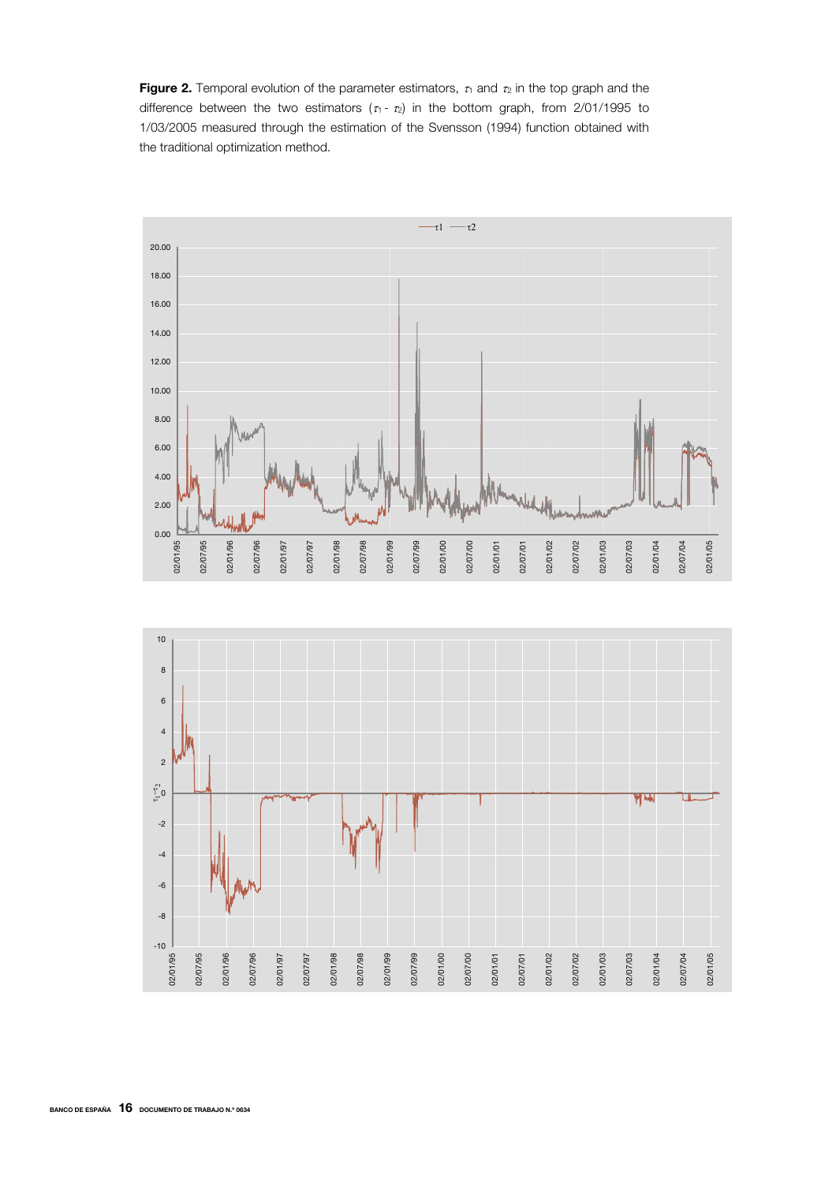**Figure 2.** Temporal evolution of the parameter estimators, $\tau_1$ and $\tau_2$ in the top graph and the difference between the two estimators ($\tau_1$ - $\tau_2$) in the bottom graph, from 2/01/1995 to 1/03/2005 measured through the estimation of the Svensson (1994) function obtained with the traditional optimization method.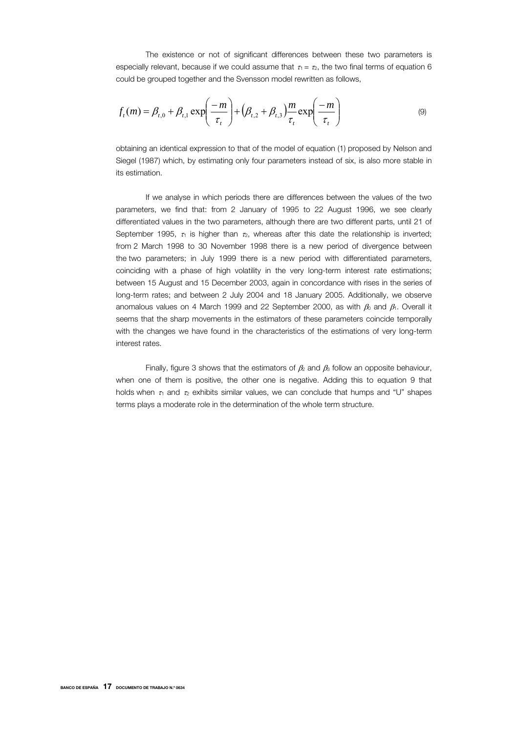The existence or not of significant differences between these two parameters is especially relevant, because if we could assume that $\tau_1 = \tau_2$, the two final terms of equation 6 could be grouped together and the Svensson model rewritten as follows,

$$f_t(m) = \beta_{t,0} + \beta_{t,1} \exp\left(\frac{-m}{\tau_t}\right) + \left(\beta_{t,2} + \beta_{t,3}\right)\frac{m}{\tau_t}\exp\left(\frac{-m}{\tau_t}\right) \tag{9}$$

obtaining an identical expression to that of the model of equation (1) proposed by Nelson and Siegel (1987) which, by estimating only four parameters instead of six, is also more stable in its estimation.

If we analyse in which periods there are differences between the values of the two parameters, we find that: from 2 January of 1995 to 22 August 1996, we see clearly differentiated values in the two parameters, although there are two different parts, until 21 of September 1995, $\tau_1$ is higher than $\tau_2$, whereas after this date the relationship is inverted; from 2 March 1998 to 30 November 1998 there is a new period of divergence between the two parameters; in July 1999 there is a new period with differentiated parameters, coinciding with a phase of high volatility in the very long-term interest rate estimations; between 15 August and 15 December 2003, again in concordance with rises in the series of long-term rates; and between 2 July 2004 and 18 January 2005. Additionally, we observe anomalous values on 4 March 1999 and 22 September 2000, as with $\beta_0$ and $\beta_1$. Overall it seems that the sharp movements in the estimators of these parameters coincide temporally with the changes we have found in the characteristics of the estimations of very long-term interest rates.

Finally, figure 3 shows that the estimators of $\beta_2$ and $\beta_3$ follow an opposite behaviour, when one of them is positive, the other one is negative. Adding this to equation 9 that holds when $\tau_1$ and $\tau_2$ exhibits similar values, we can conclude that humps and "U" shapes terms plays a moderate role in the determination of the whole term structure.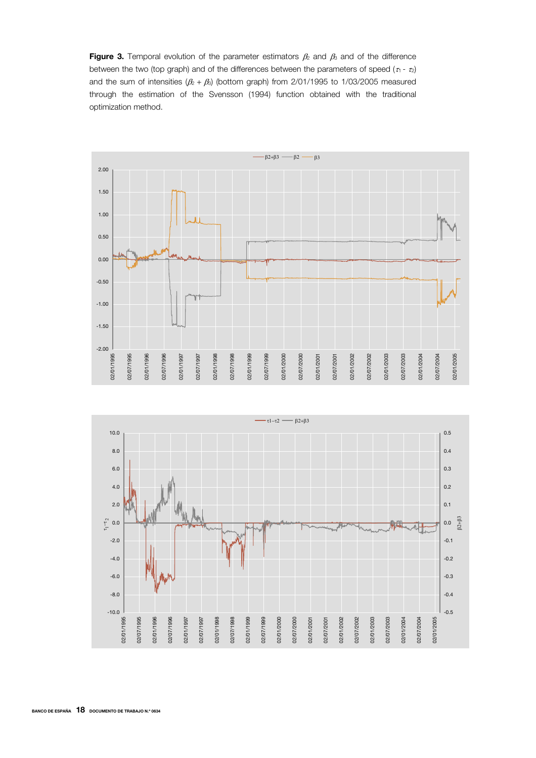**Figure 3.** Temporal evolution of the parameter estimators $\beta_2$ and $\beta_3$ and of the difference between the two (top graph) and of the differences between the parameters of speed ($\tau_1$ - $\tau_2$) and the sum of intensities ($\beta_2$ + $\beta_3$) (bottom graph) from 2/01/1995 to 1/03/2005 measured through the estimation of the Svensson (1994) function obtained with the traditional optimization method.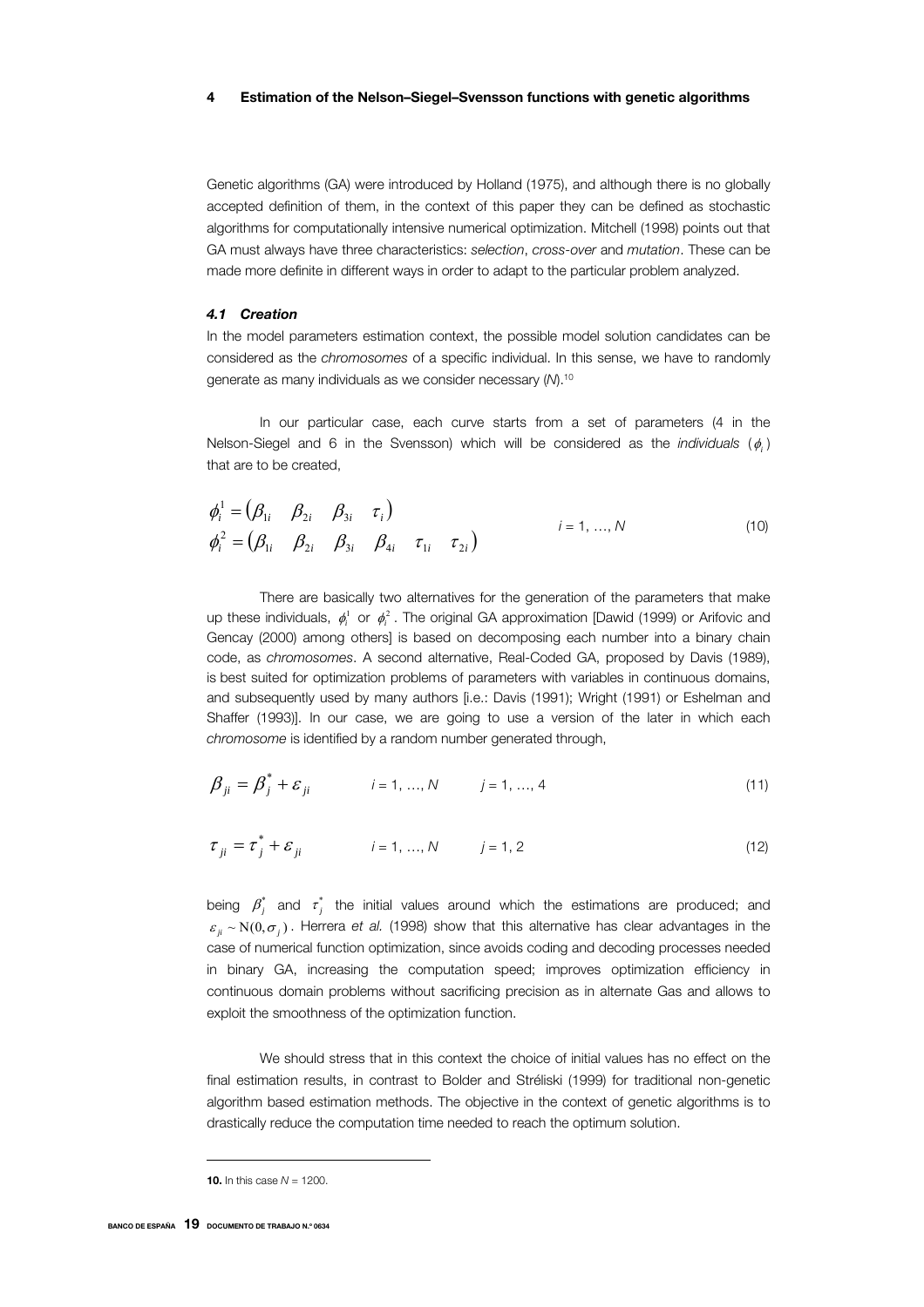## 4 Estimation of the Nelson–Siegel–Svensson functions with genetic algorithms

Genetic algorithms (GA) were introduced by Holland (1975), and although there is no globally accepted definition of them, in the context of this paper they can be defined as stochastic algorithms for computationally intensive numerical optimization. Mitchell (1998) points out that GA must always have three characteristics: *selection*, *cross-over* and *mutation*. These can be made more definite in different ways in order to adapt to the particular problem analyzed.

### *4.1 Creation*

In the model parameters estimation context, the possible model solution candidates can be considered as the *chromosomes* of a specific individual. In this sense, we have to randomly generate as many individuals as we consider necessary ($N$).[10]

In our particular case, each curve starts from a set of parameters (4 in the Nelson-Siegel and 6 in the Svensson) which will be considered as the *individuals* ($\phi_i$) that are to be created,

$$\begin{aligned} \phi_i^1 &= \begin{pmatrix} \beta_{1i} & \beta_{2i} & \beta_{3i} & \tau_i \end{pmatrix} \\ \phi_i^2 &= \begin{pmatrix} \beta_{1i} & \beta_{2i} & \beta_{3i} & \beta_{4i} & \tau_{1i} & \tau_{2i} \end{pmatrix} \end{aligned} \qquad i = 1, \ldots, N \tag{10}$$

There are basically two alternatives for the generation of the parameters that make up these individuals, $\phi_i^1$ or $\phi_i^2$. The original GA approximation [Dawid (1999) or Arifovic and Gencay (2000) among others] is based on decomposing each number into a binary chain code, as *chromosomes*. A second alternative, Real-Coded GA, proposed by Davis (1989), is best suited for optimization problems of parameters with variables in continuous domains, and subsequently used by many authors [i.e.: Davis (1991); Wright (1991) or Eshelman and Shaffer (1993)]. In our case, we are going to use a version of the later in which each *chromosome* is identified by a random number generated through,

$$\beta_{ji} = \beta_j^* + \varepsilon_{ji} \qquad i = 1, \ldots, N \qquad j = 1, \ldots, 4 \tag{11}$$

$$\tau_{ji} = \tau_j^* + \varepsilon_{ji} \qquad i = 1, \ldots, N \qquad j = 1, 2 \tag{12}$$

being $\beta_j^*$ and $\tau_j^*$ the initial values around which the estimations are produced; and $\varepsilon_{ji} \sim \mathrm{N}(0, \sigma_j)$. Herrera *et al.* (1998) show that this alternative has clear advantages in the case of numerical function optimization, since avoids coding and decoding processes needed in binary GA, increasing the computation speed; improves optimization efficiency in continuous domain problems without sacrificing precision as in alternate Gas and allows to exploit the smoothness of the optimization function.

We should stress that in this context the choice of initial values has no effect on the final estimation results, in contrast to Bolder and Stréliski (1999) for traditional non-genetic algorithm based estimation methods. The objective in the context of genetic algorithms is to drastically reduce the computation time needed to reach the optimum solution.

---

**10.** In this case $N$ = 1200.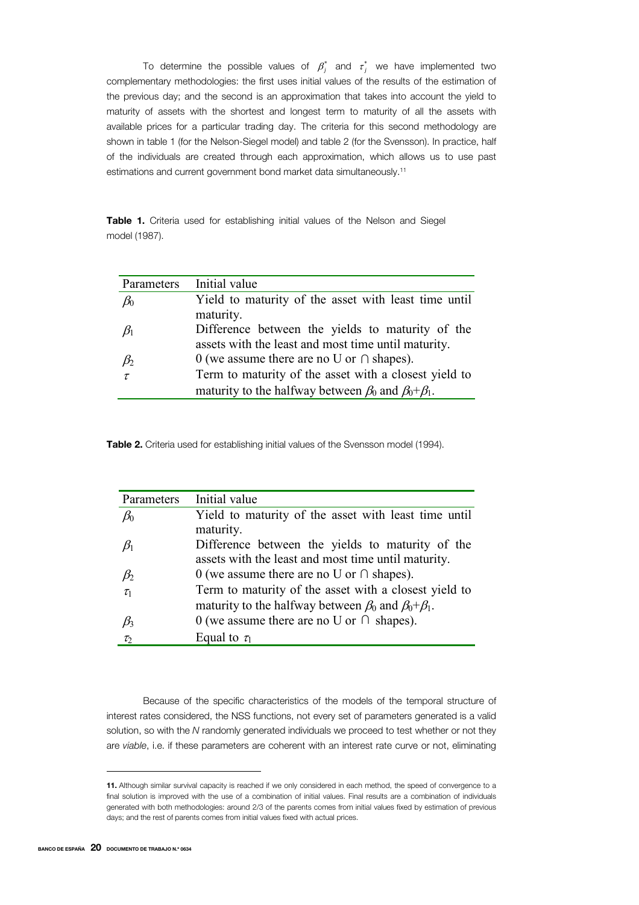To determine the possible values of $\beta_j^*$ and $\tau_j^*$ we have implemented two complementary methodologies: the first uses initial values of the results of the estimation of the previous day; and the second is an approximation that takes into account the yield to maturity of assets with the shortest and longest term to maturity of all the assets with available prices for a particular trading day. The criteria for this second methodology are shown in table 1 (for the Nelson-Siegel model) and table 2 (for the Svensson). In practice, half of the individuals are created through each approximation, which allows us to use past estimations and current government bond market data simultaneously.[11]

**Table 1.** Criteria used for establishing initial values of the Nelson and Siegel model (1987).

| Parameters | Initial value |
|---|---|
| $\beta_0$ | Yield to maturity of the asset with least time until maturity. |
| $\beta_1$ | Difference between the yields to maturity of the assets with the least and most time until maturity. |
| $\beta_2$ | 0 (we assume there are no U or ∩ shapes). |
| $\tau$ | Term to maturity of the asset with a closest yield to maturity to the halfway between $\beta_0$ and $\beta_0+\beta_1$. |

**Table 2.** Criteria used for establishing initial values of the Svensson model (1994).

| Parameters | Initial value |
|---|---|
| $\beta_0$ | Yield to maturity of the asset with least time until maturity. |
| $\beta_1$ | Difference between the yields to maturity of the assets with the least and most time until maturity. |
| $\beta_2$ | 0 (we assume there are no U or ∩ shapes). |
| $\tau_1$ | Term to maturity of the asset with a closest yield to maturity to the halfway between $\beta_0$ and $\beta_0+\beta_1$. |
| $\beta_3$ | 0 (we assume there are no U or ∩ shapes). |
| $\tau_2$ | Equal to $\tau_1$ |

Because of the specific characteristics of the models of the temporal structure of interest rates considered, the NSS functions, not every set of parameters generated is a valid solution, so with the *N* randomly generated individuals we proceed to test whether or not they are *viable*, i.e. if these parameters are coherent with an interest rate curve or not, eliminating

---

**11.** Although similar survival capacity is reached if we only considered in each method, the speed of convergence to a final solution is improved with the use of a combination of initial values. Final results are a combination of individuals generated with both methodologies: around 2/3 of the parents comes from initial values fixed by estimation of previous days; and the rest of parents comes from initial values fixed with actual prices.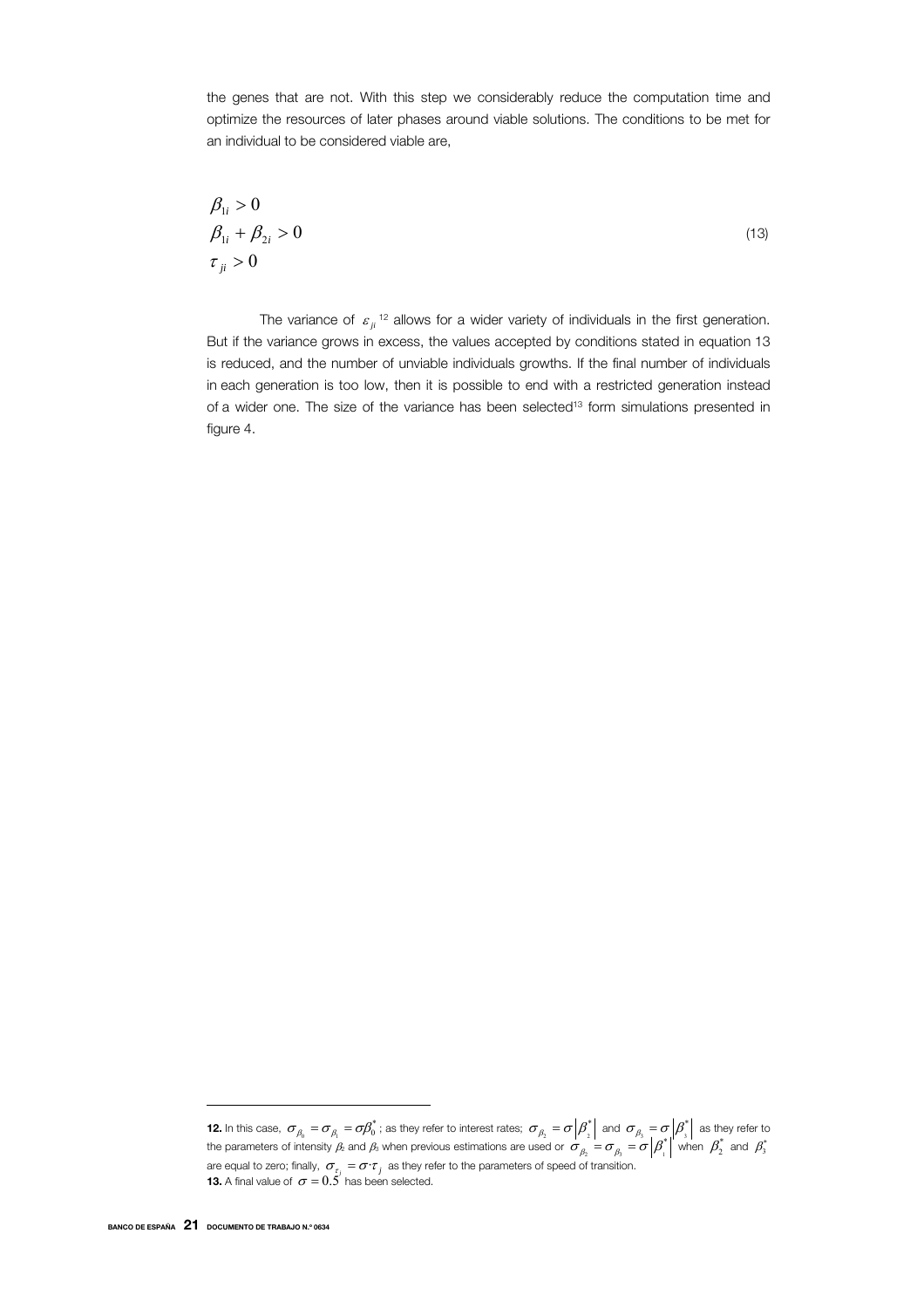the genes that are not. With this step we considerably reduce the computation time and optimize the resources of later phases around viable solutions. The conditions to be met for an individual to be considered viable are,

$$
\begin{aligned}
&\beta_{1i} > 0 \\
&\beta_{1i} + \beta_{2i} > 0 \\
&\tau_{ji} > 0
\end{aligned}
\tag{13}
$$

The variance of $\varepsilon_{ji}$ [12] allows for a wider variety of individuals in the first generation. But if the variance grows in excess, the values accepted by conditions stated in equation 13 is reduced, and the number of unviable individuals growths. If the final number of individuals in each generation is too low, then it is possible to end with a restricted generation instead of a wider one. The size of the variance has been selected[13] form simulations presented in figure 4.

---

**12.** In this case, $\sigma_{\beta_0} = \sigma_{\beta_1} = \sigma\beta_0^*$ ; as they refer to interest rates; $\sigma_{\beta_2} = \sigma\left|\beta_2^*\right|$ and $\sigma_{\beta_3} = \sigma\left|\beta_3^*\right|$ as they refer to the parameters of intensity $\beta_2$ and $\beta_3$ when previous estimations are used or $\sigma_{\beta_2} = \sigma_{\beta_3} = \sigma\left|\beta_1^*\right|$ when $\beta_2^*$ and $\beta_3^*$ are equal to zero; finally, $\sigma_{\tau_j} = \sigma \cdot \tau_j$ as they refer to the parameters of speed of transition.

**13.** A final value of $\sigma = 0.5$ has been selected.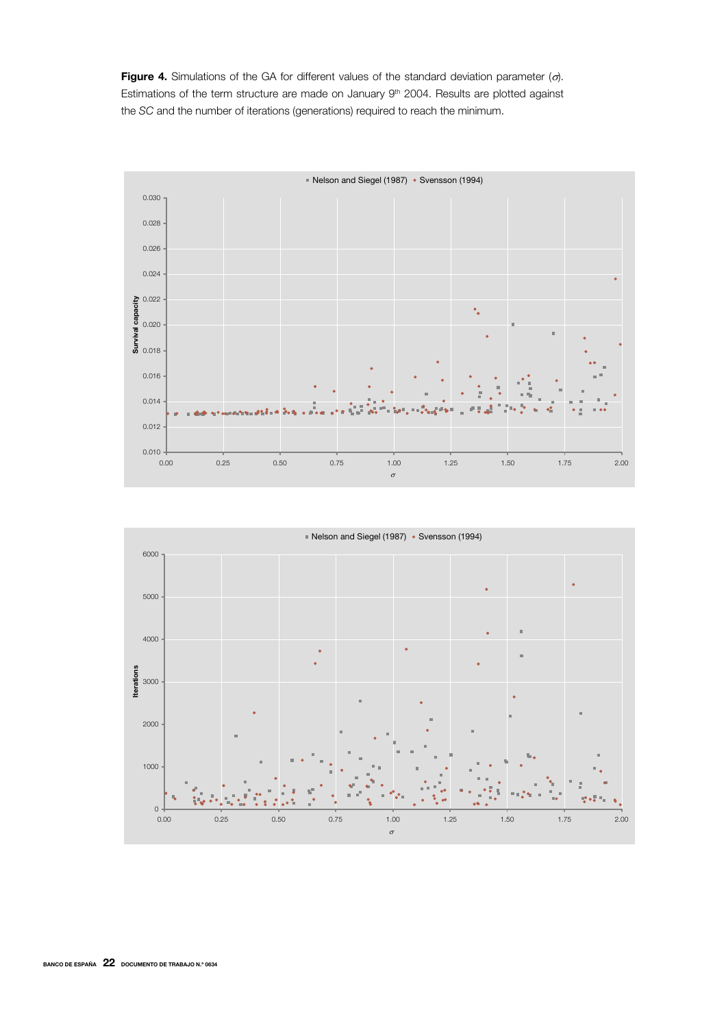**Figure 4.** Simulations of the GA for different values of the standard deviation parameter ($\sigma$). Estimations of the term structure are made on January 9[th] 2004. Results are plotted against the *SC* and the number of iterations (generations) required to reach the minimum.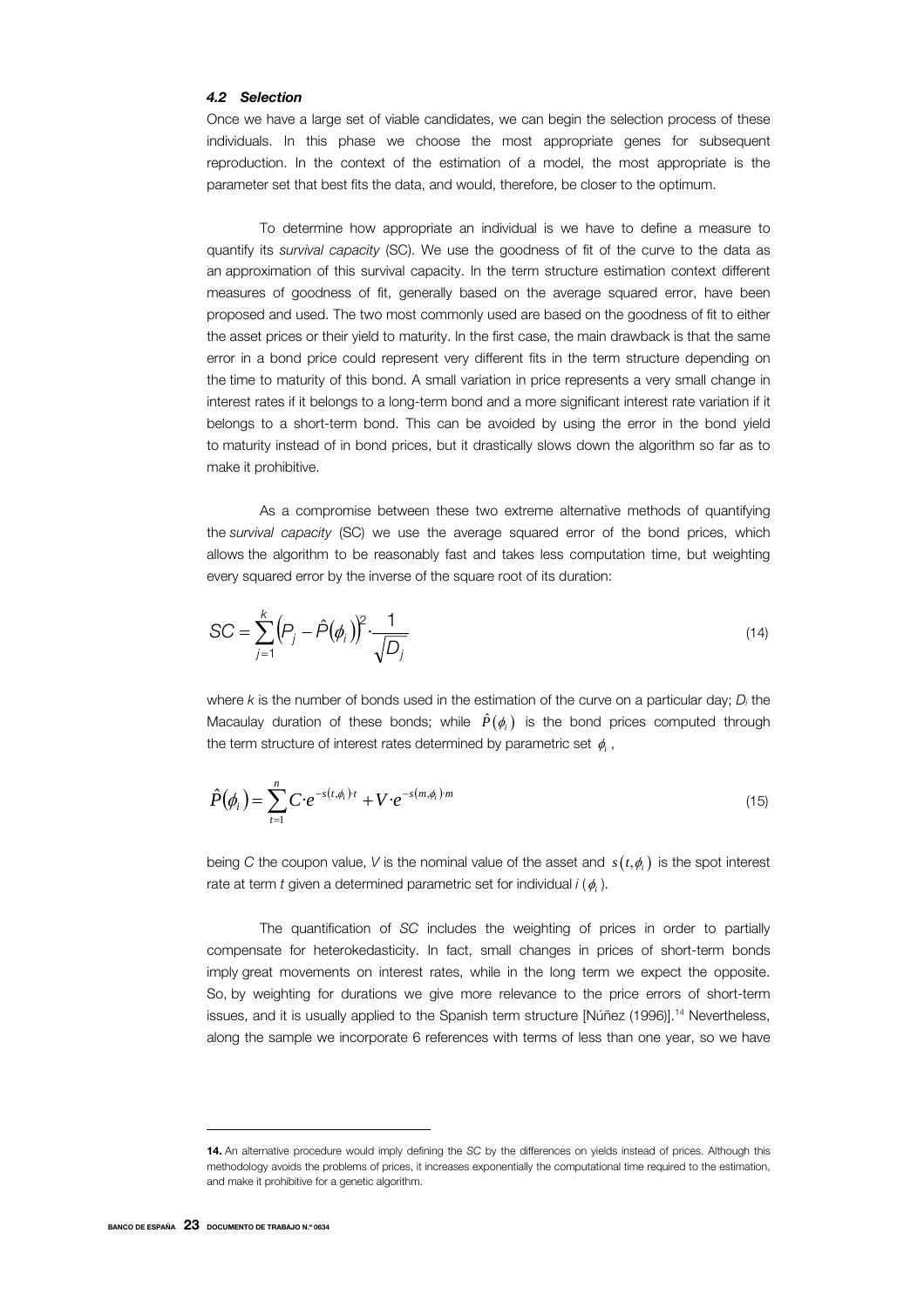### *4.2 Selection*

Once we have a large set of viable candidates, we can begin the selection process of these individuals. In this phase we choose the most appropriate genes for subsequent reproduction. In the context of the estimation of a model, the most appropriate is the parameter set that best fits the data, and would, therefore, be closer to the optimum.

To determine how appropriate an individual is we have to define a measure to quantify its *survival capacity* (SC). We use the goodness of fit of the curve to the data as an approximation of this survival capacity. In the term structure estimation context different measures of goodness of fit, generally based on the average squared error, have been proposed and used. The two most commonly used are based on the goodness of fit to either the asset prices or their yield to maturity. In the first case, the main drawback is that the same error in a bond price could represent very different fits in the term structure depending on the time to maturity of this bond. A small variation in price represents a very small change in interest rates if it belongs to a long-term bond and a more significant interest rate variation if it belongs to a short-term bond. This can be avoided by using the error in the bond yield to maturity instead of in bond prices, but it drastically slows down the algorithm so far as to make it prohibitive.

As a compromise between these two extreme alternative methods of quantifying the *survival capacity* (SC) we use the average squared error of the bond prices, which allows the algorithm to be reasonably fast and takes less computation time, but weighting every squared error by the inverse of the square root of its duration:

$$SC = \sum_{j=1}^{k} \left(P_j - \hat{P}(\phi_i)\right)^2 \cdot \frac{1}{\sqrt{D_j}} \tag{14}$$

where $k$ is the number of bonds used in the estimation of the curve on a particular day; $D_i$ the Macaulay duration of these bonds; while $\hat{P}(\phi_i)$ is the bond prices computed through the term structure of interest rates determined by parametric set $\phi_i$,

$$\hat{P}(\phi_i) = \sum_{t=1}^{n} C \cdot e^{-s(t,\phi_i)\cdot t} + V \cdot e^{-s(m,\phi_i)\cdot m} \tag{15}$$

being $C$ the coupon value, $V$ is the nominal value of the asset and $s(t,\phi_i)$ is the spot interest rate at term $t$ given a determined parametric set for individual $i$ ($\phi_i$).

The quantification of *SC* includes the weighting of prices in order to partially compensate for heterokedasticity. In fact, small changes in prices of short-term bonds imply great movements on interest rates, while in the long term we expect the opposite. So, by weighting for durations we give more relevance to the price errors of short-term issues, and it is usually applied to the Spanish term structure [Núñez (1996)].[14] Nevertheless, along the sample we incorporate 6 references with terms of less than one year, so we have

---

**14.** An alternative procedure would imply defining the *SC* by the differences on yields instead of prices. Although this methodology avoids the problems of prices, it increases exponentially the computational time required to the estimation, and make it prohibitive for a genetic algorithm.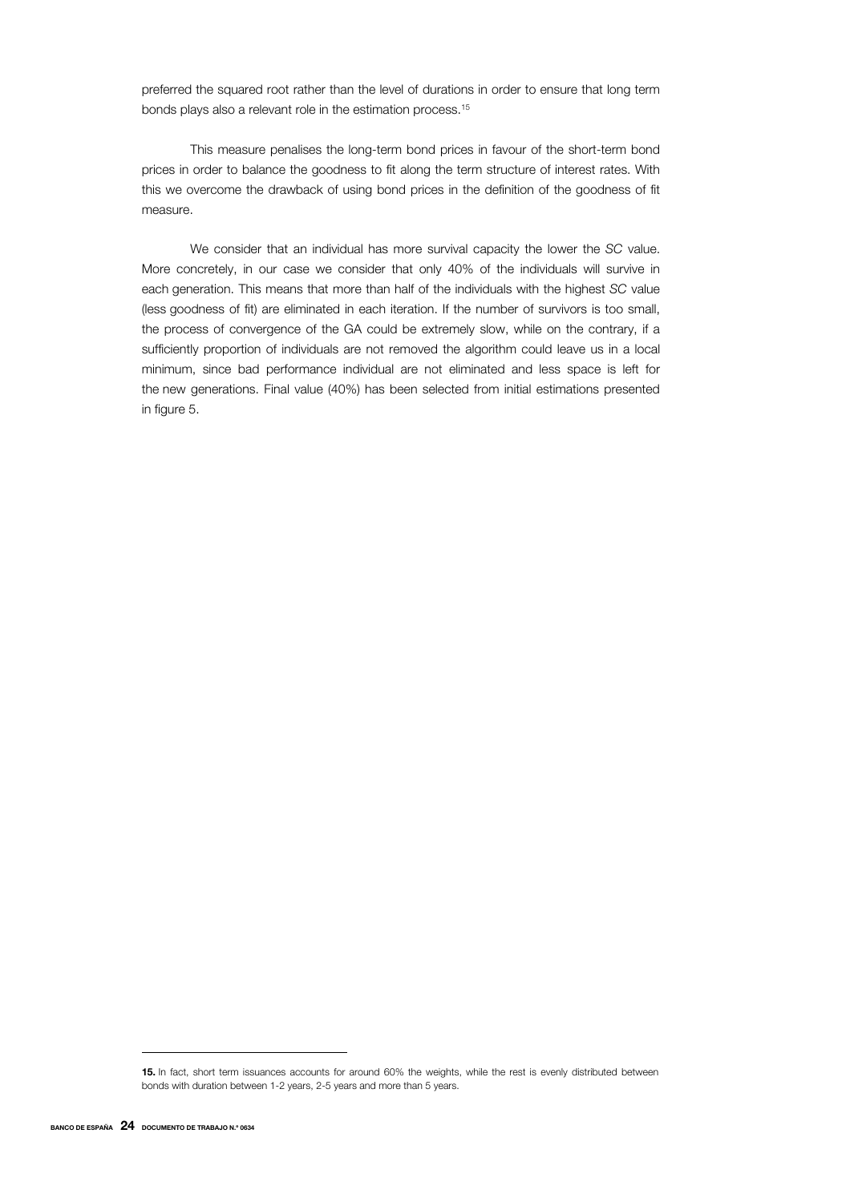preferred the squared root rather than the level of durations in order to ensure that long term bonds plays also a relevant role in the estimation process.[15]

This measure penalises the long-term bond prices in favour of the short-term bond prices in order to balance the goodness to fit along the term structure of interest rates. With this we overcome the drawback of using bond prices in the definition of the goodness of fit measure.

We consider that an individual has more survival capacity the lower the *SC* value. More concretely, in our case we consider that only 40% of the individuals will survive in each generation. This means that more than half of the individuals with the highest *SC* value (less goodness of fit) are eliminated in each iteration. If the number of survivors is too small, the process of convergence of the GA could be extremely slow, while on the contrary, if a sufficiently proportion of individuals are not removed the algorithm could leave us in a local minimum, since bad performance individual are not eliminated and less space is left for the new generations. Final value (40%) has been selected from initial estimations presented in figure 5.

---

**15.** In fact, short term issuances accounts for around 60% the weights, while the rest is evenly distributed between bonds with duration between 1-2 years, 2-5 years and more than 5 years.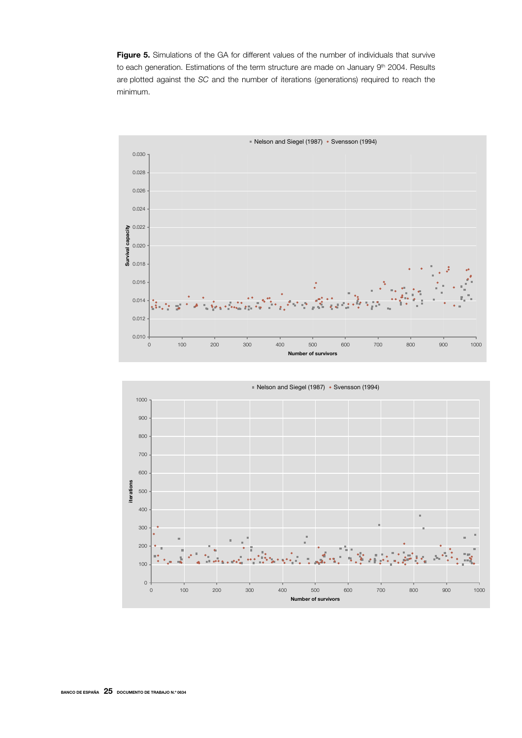**Figure 5.** Simulations of the GA for different values of the number of individuals that survive to each generation. Estimations of the term structure are made on January 9th 2004. Results are plotted against the *SC* and the number of iterations (generations) required to reach the minimum.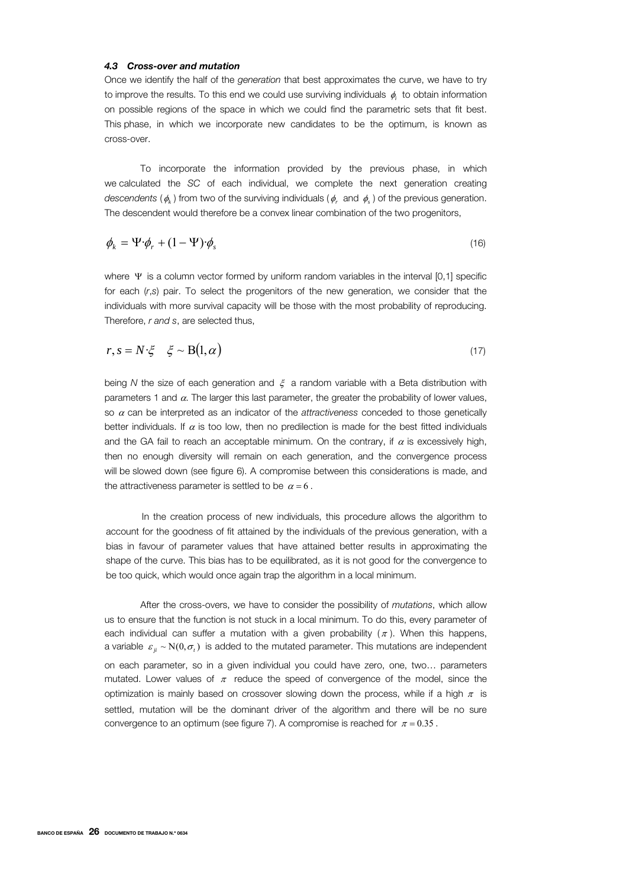### *4.3 Cross-over and mutation*

Once we identify the half of the *generation* that best approximates the curve, we have to try to improve the results. To this end we could use surviving individuals $\phi_i$ to obtain information on possible regions of the space in which we could find the parametric sets that fit best. This phase, in which we incorporate new candidates to be the optimum, is known as cross-over.

To incorporate the information provided by the previous phase, in which we calculated the *SC* of each individual, we complete the next generation creating *descendents* ($\phi_k$) from two of the surviving individuals ($\phi_r$ and $\phi_s$) of the previous generation. The descendent would therefore be a convex linear combination of the two progenitors,

$$\phi_k = \Psi \cdot \phi_r + (1 - \Psi) \cdot \phi_s \tag{16}$$

where $\Psi$ is a column vector formed by uniform random variables in the interval [0,1] specific for each (*r*,*s*) pair. To select the progenitors of the new generation, we consider that the individuals with more survival capacity will be those with the most probability of reproducing. Therefore, *r and s*, are selected thus,

$$r, s = N \cdot \xi \quad \xi \sim \mathrm{B}(1, \alpha) \tag{17}$$

being *N* the size of each generation and $\xi$ a random variable with a Beta distribution with parameters 1 and $\alpha$. The larger this last parameter, the greater the probability of lower values, so $\alpha$ can be interpreted as an indicator of the *attractiveness* conceded to those genetically better individuals. If $\alpha$ is too low, then no predilection is made for the best fitted individuals and the GA fail to reach an acceptable minimum. On the contrary, if $\alpha$ is excessively high, then no enough diversity will remain on each generation, and the convergence process will be slowed down (see figure 6). A compromise between this considerations is made, and the attractiveness parameter is settled to be $\alpha = 6$.

In the creation process of new individuals, this procedure allows the algorithm to account for the goodness of fit attained by the individuals of the previous generation, with a bias in favour of parameter values that have attained better results in approximating the shape of the curve. This bias has to be equilibrated, as it is not good for the convergence to be too quick, which would once again trap the algorithm in a local minimum.

After the cross-overs, we have to consider the possibility of *mutations*, which allow us to ensure that the function is not stuck in a local minimum. To do this, every parameter of each individual can suffer a mutation with a given probability ($\pi$). When this happens, a variable $\varepsilon_{ji} \sim \mathrm{N}(0, \sigma_t)$ is added to the mutated parameter. This mutations are independent on each parameter, so in a given individual you could have zero, one, two… parameters mutated. Lower values of $\pi$ reduce the speed of convergence of the model, since the optimization is mainly based on crossover slowing down the process, while if a high $\pi$ is settled, mutation will be the dominant driver of the algorithm and there will be no sure convergence to an optimum (see figure 7). A compromise is reached for $\pi = 0.35$.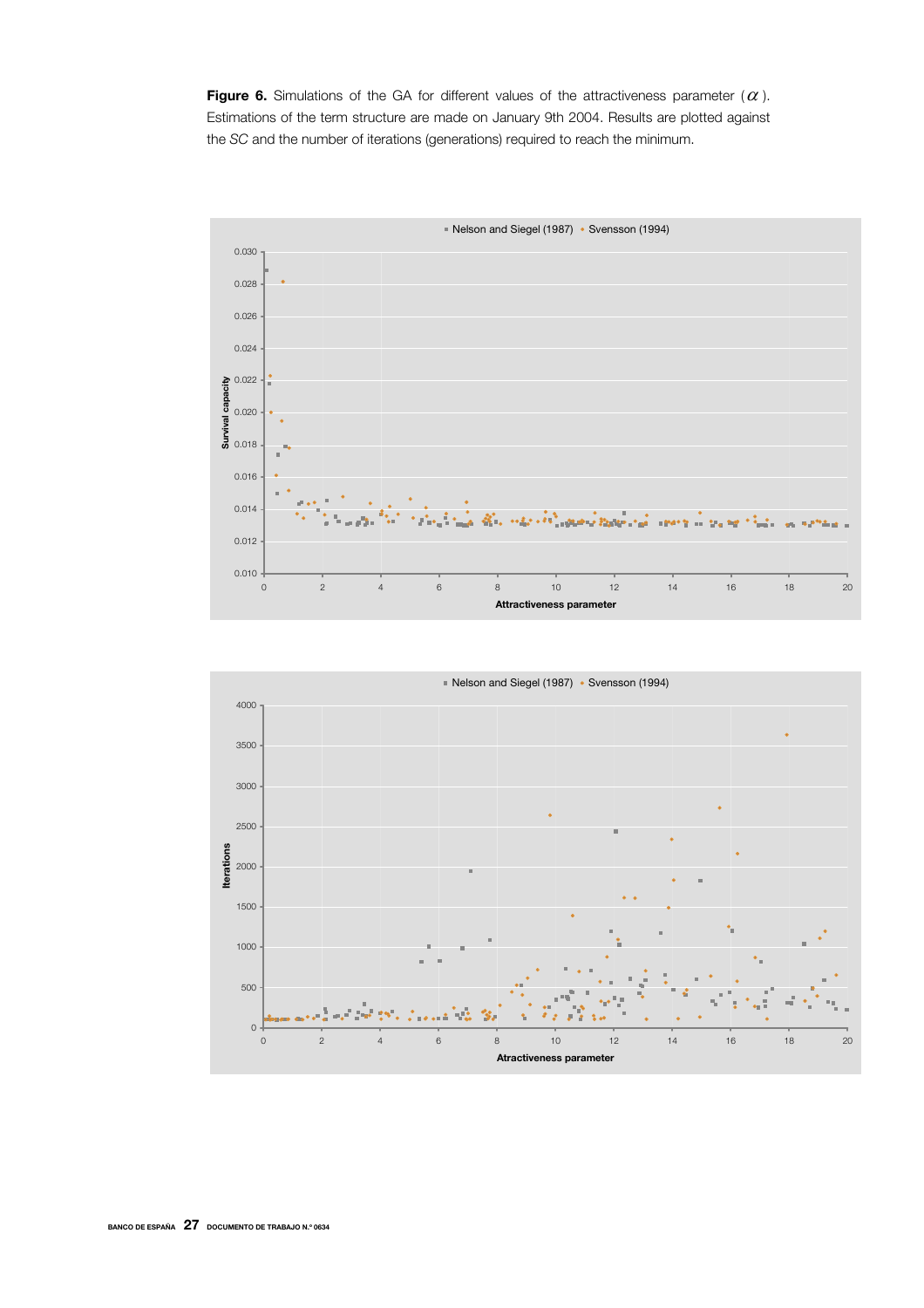**Figure 6.** Simulations of the GA for different values of the attractiveness parameter ($\alpha$). Estimations of the term structure are made on January 9th 2004. Results are plotted against the *SC* and the number of iterations (generations) required to reach the minimum.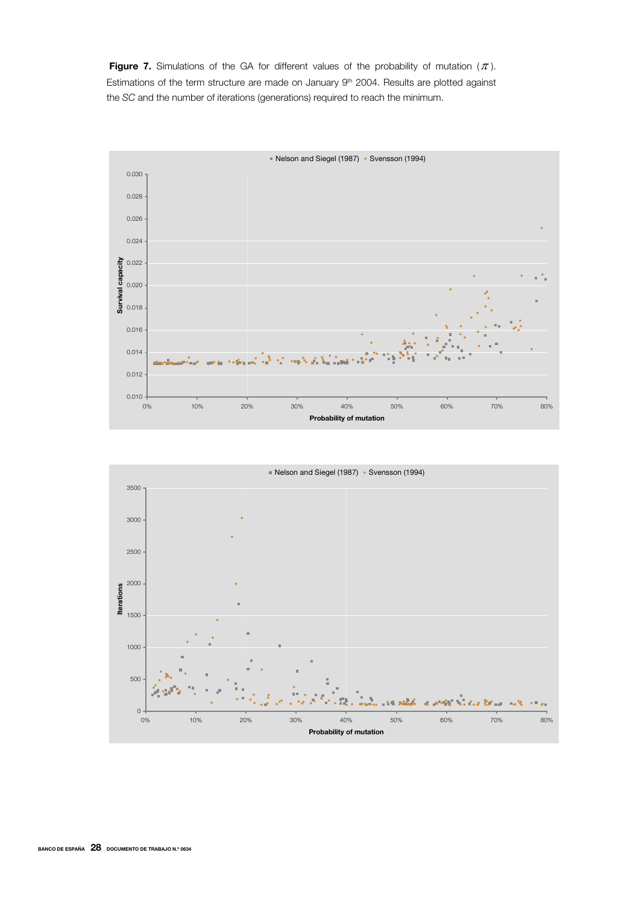**Figure 7.** Simulations of the GA for different values of the probability of mutation ($\pi$). Estimations of the term structure are made on January 9th 2004. Results are plotted against the *SC* and the number of iterations (generations) required to reach the minimum.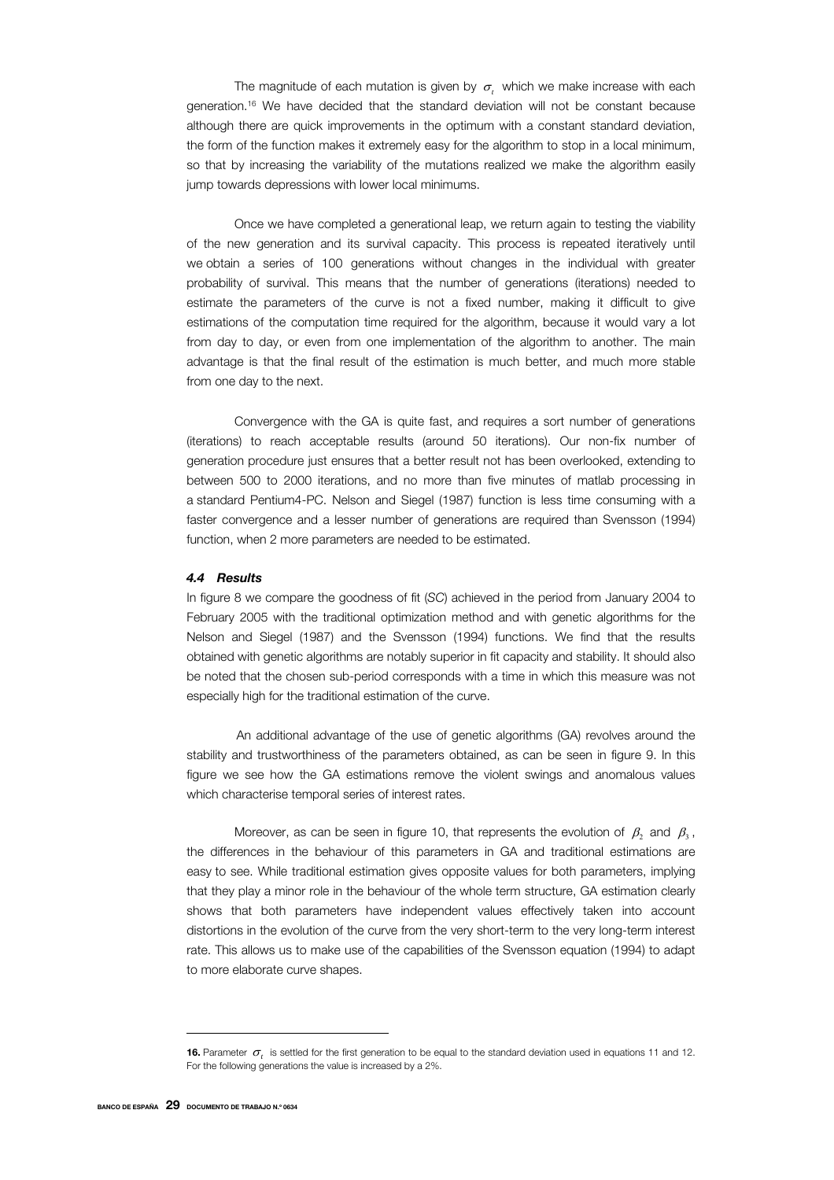The magnitude of each mutation is given by $\sigma_t$ which we make increase with each generation.[16] We have decided that the standard deviation will not be constant because although there are quick improvements in the optimum with a constant standard deviation, the form of the function makes it extremely easy for the algorithm to stop in a local minimum, so that by increasing the variability of the mutations realized we make the algorithm easily jump towards depressions with lower local minimums.

Once we have completed a generational leap, we return again to testing the viability of the new generation and its survival capacity. This process is repeated iteratively until we obtain a series of 100 generations without changes in the individual with greater probability of survival. This means that the number of generations (iterations) needed to estimate the parameters of the curve is not a fixed number, making it difficult to give estimations of the computation time required for the algorithm, because it would vary a lot from day to day, or even from one implementation of the algorithm to another. The main advantage is that the final result of the estimation is much better, and much more stable from one day to the next.

Convergence with the GA is quite fast, and requires a sort number of generations (iterations) to reach acceptable results (around 50 iterations). Our non-fix number of generation procedure just ensures that a better result not has been overlooked, extending to between 500 to 2000 iterations, and no more than five minutes of matlab processing in a standard Pentium4-PC. Nelson and Siegel (1987) function is less time consuming with a faster convergence and a lesser number of generations are required than Svensson (1994) function, when 2 more parameters are needed to be estimated.

### *4.4 Results*

In figure 8 we compare the goodness of fit (*SC*) achieved in the period from January 2004 to February 2005 with the traditional optimization method and with genetic algorithms for the Nelson and Siegel (1987) and the Svensson (1994) functions. We find that the results obtained with genetic algorithms are notably superior in fit capacity and stability. It should also be noted that the chosen sub-period corresponds with a time in which this measure was not especially high for the traditional estimation of the curve.

An additional advantage of the use of genetic algorithms (GA) revolves around the stability and trustworthiness of the parameters obtained, as can be seen in figure 9. In this figure we see how the GA estimations remove the violent swings and anomalous values which characterise temporal series of interest rates.

Moreover, as can be seen in figure 10, that represents the evolution of $\beta_2$ and $\beta_3$, the differences in the behaviour of this parameters in GA and traditional estimations are easy to see. While traditional estimation gives opposite values for both parameters, implying that they play a minor role in the behaviour of the whole term structure, GA estimation clearly shows that both parameters have independent values effectively taken into account distortions in the evolution of the curve from the very short-term to the very long-term interest rate. This allows us to make use of the capabilities of the Svensson equation (1994) to adapt to more elaborate curve shapes.

---

**16.** Parameter $\sigma_t$ is settled for the first generation to be equal to the standard deviation used in equations 11 and 12. For the following generations the value is increased by a 2%.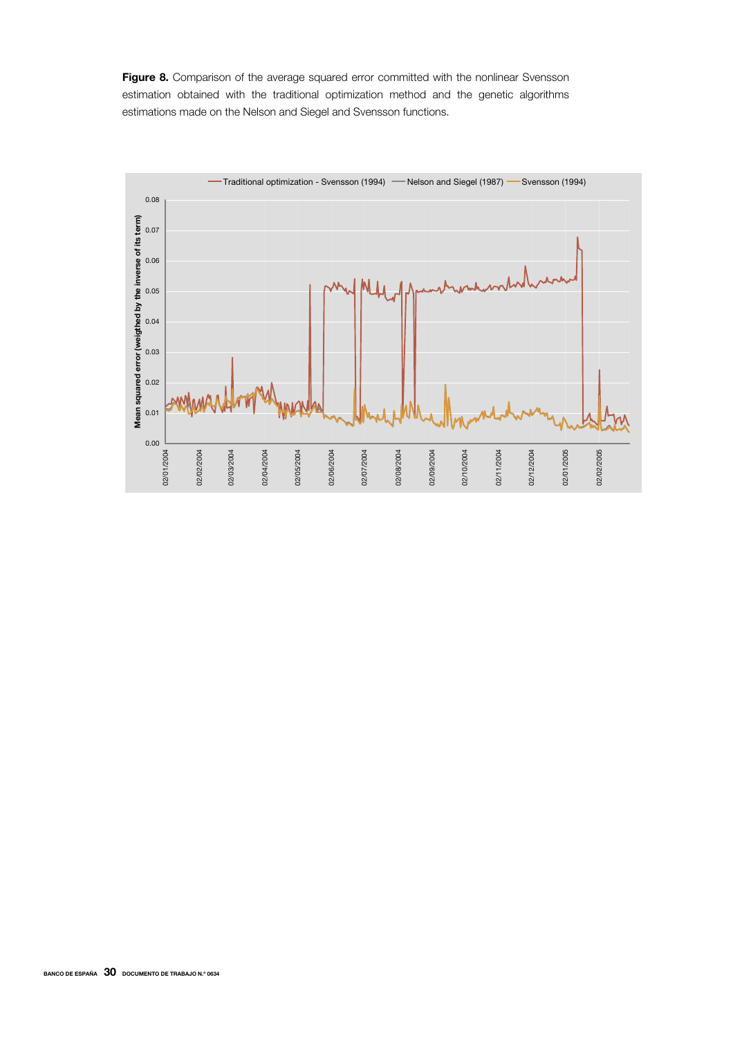**Figure 8.** Comparison of the average squared error committed with the nonlinear Svensson estimation obtained with the traditional optimization method and the genetic algorithms estimations made on the Nelson and Siegel and Svensson functions.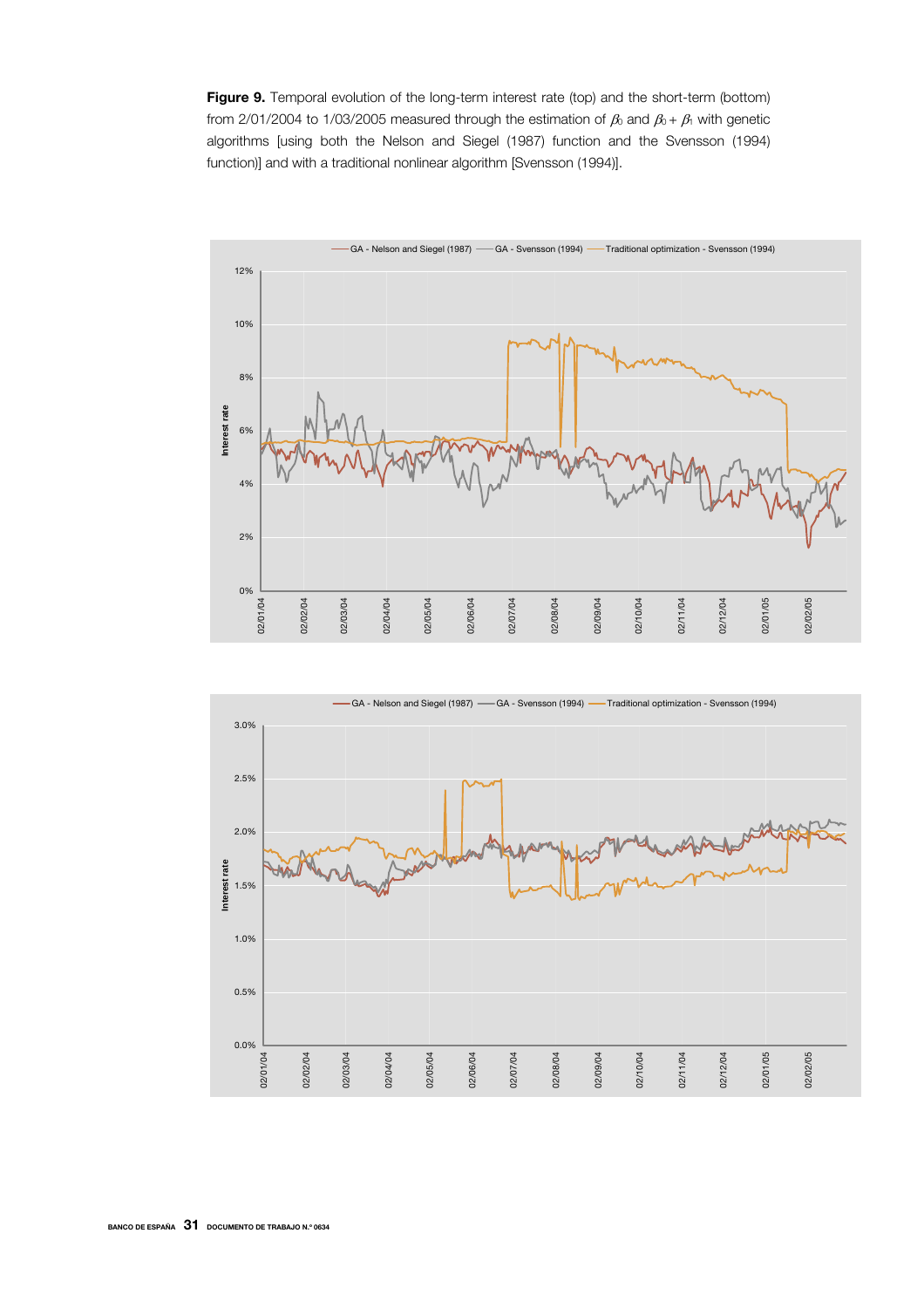**Figure 9.** Temporal evolution of the long-term interest rate (top) and the short-term (bottom) from 2/01/2004 to 1/03/2005 measured through the estimation of $\beta_0$ and $\beta_0 + \beta_1$ with genetic algorithms [using both the Nelson and Siegel (1987) function and the Svensson (1994) function)] and with a traditional nonlinear algorithm [Svensson (1994)].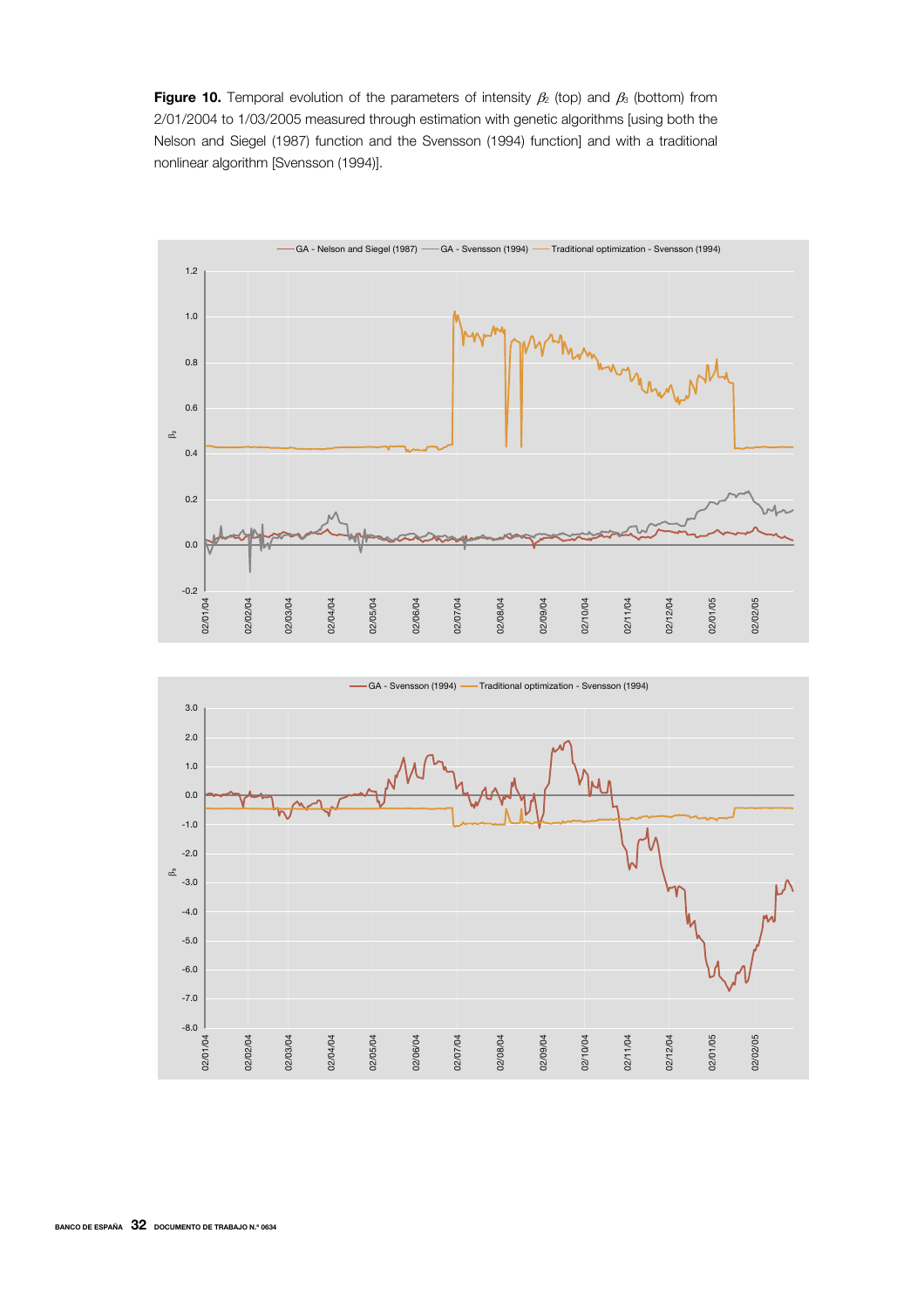**Figure 10.** Temporal evolution of the parameters of intensity $\beta_2$ (top) and $\beta_3$ (bottom) from 2/01/2004 to 1/03/2005 measured through estimation with genetic algorithms [using both the Nelson and Siegel (1987) function and the Svensson (1994) function] and with a traditional nonlinear algorithm [Svensson (1994)].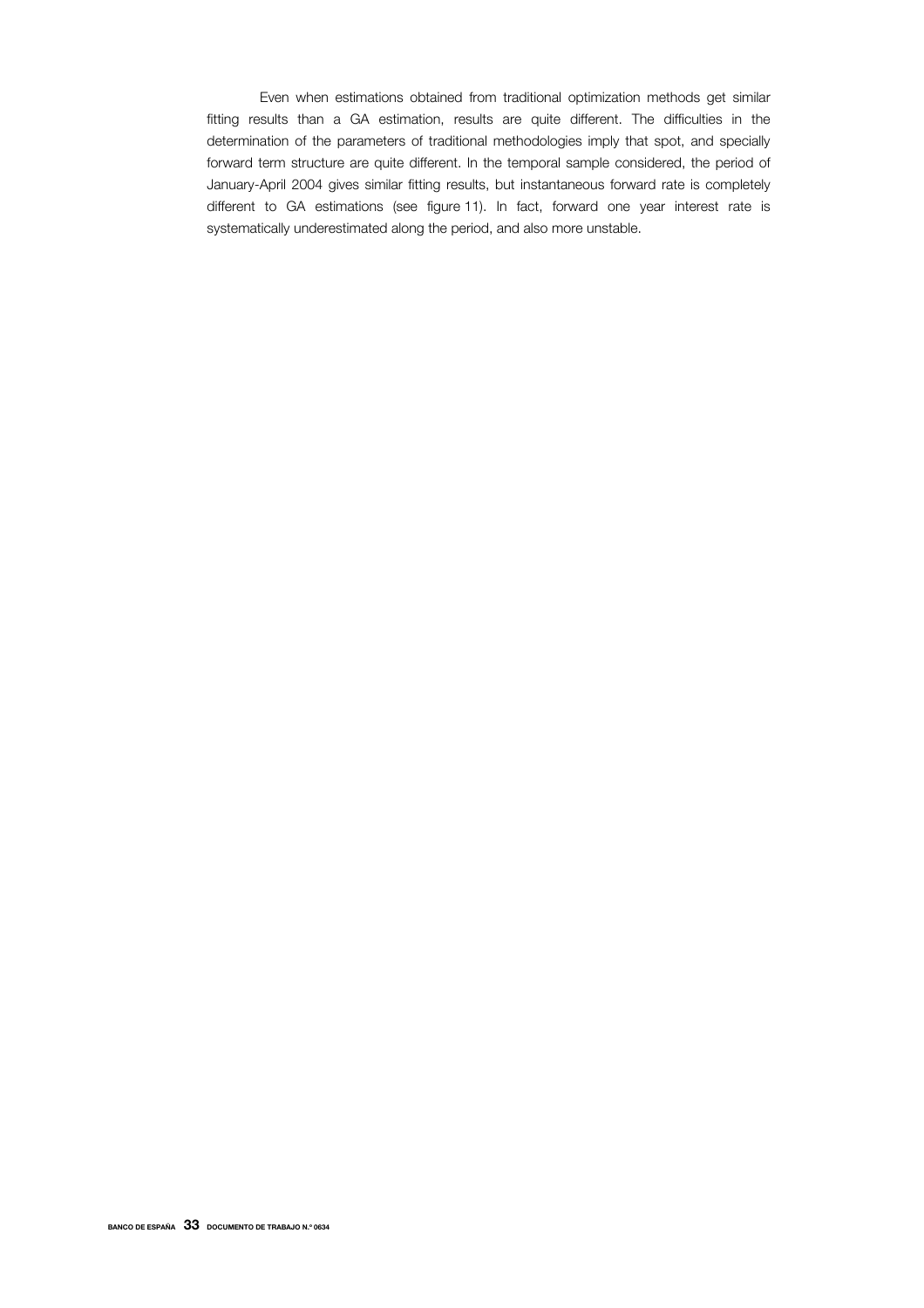Even when estimations obtained from traditional optimization methods get similar fitting results than a GA estimation, results are quite different. The difficulties in the determination of the parameters of traditional methodologies imply that spot, and specially forward term structure are quite different. In the temporal sample considered, the period of January-April 2004 gives similar fitting results, but instantaneous forward rate is completely different to GA estimations (see figure 11). In fact, forward one year interest rate is systematically underestimated along the period, and also more unstable.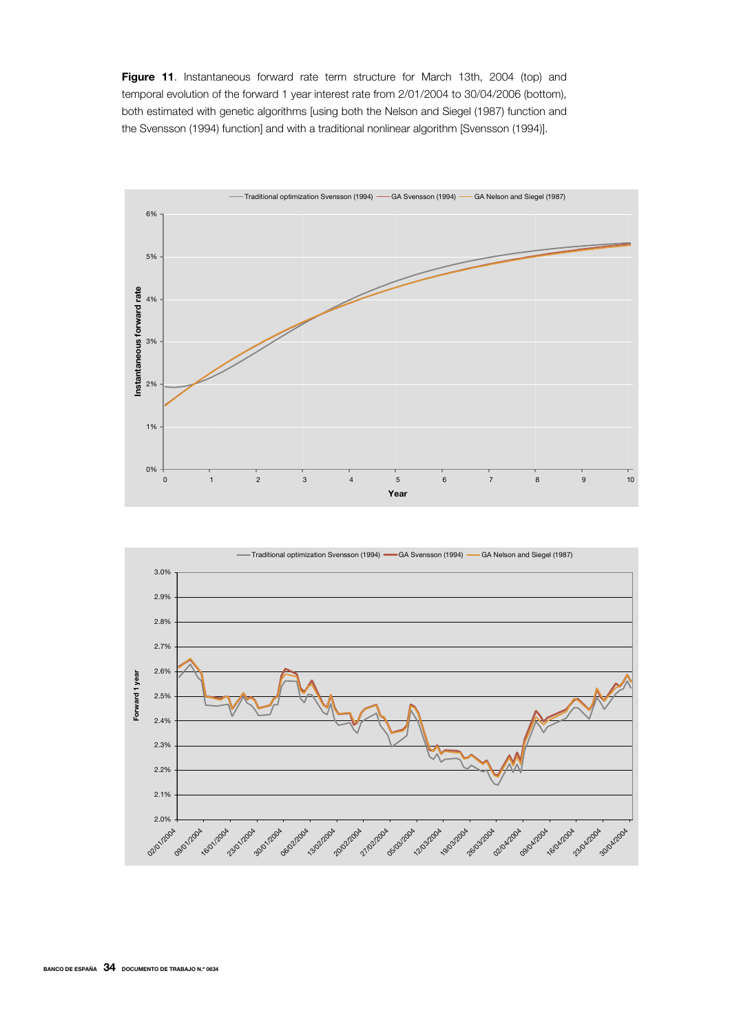**Figure 11**. Instantaneous forward rate term structure for March 13th, 2004 (top) and temporal evolution of the forward 1 year interest rate from 2/01/2004 to 30/04/2006 (bottom), both estimated with genetic algorithms [using both the Nelson and Siegel (1987) function and the Svensson (1994) function] and with a traditional nonlinear algorithm [Svensson (1994)].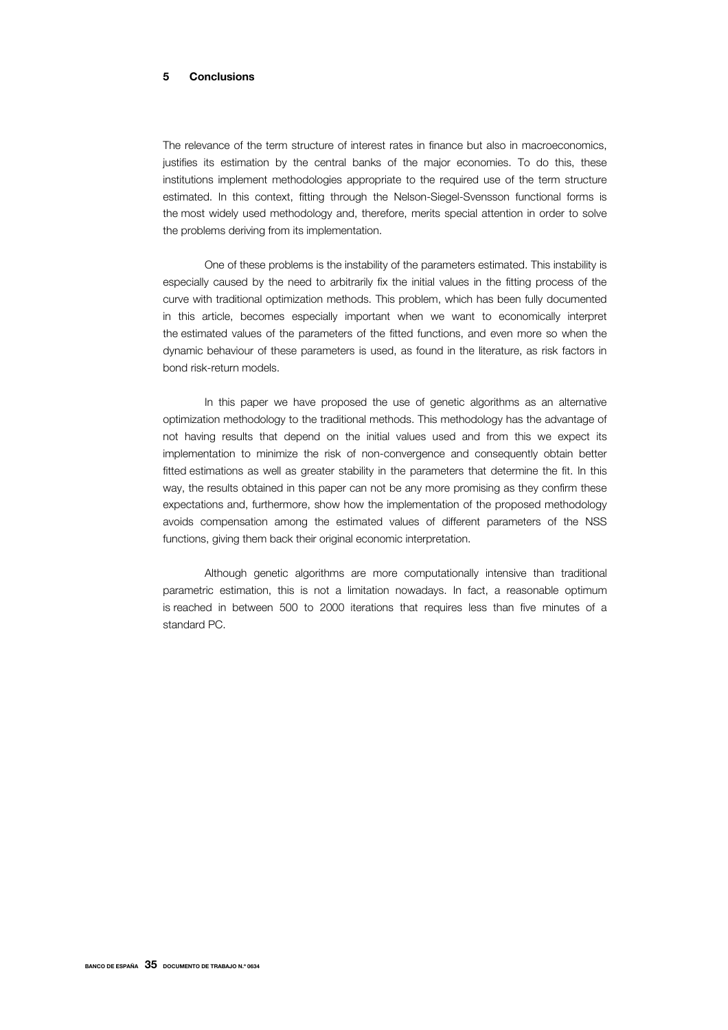# 5 Conclusions

The relevance of the term structure of interest rates in finance but also in macroeconomics, justifies its estimation by the central banks of the major economies. To do this, these institutions implement methodologies appropriate to the required use of the term structure estimated. In this context, fitting through the Nelson-Siegel-Svensson functional forms is the most widely used methodology and, therefore, merits special attention in order to solve the problems deriving from its implementation.

One of these problems is the instability of the parameters estimated. This instability is especially caused by the need to arbitrarily fix the initial values in the fitting process of the curve with traditional optimization methods. This problem, which has been fully documented in this article, becomes especially important when we want to economically interpret the estimated values of the parameters of the fitted functions, and even more so when the dynamic behaviour of these parameters is used, as found in the literature, as risk factors in bond risk-return models.

In this paper we have proposed the use of genetic algorithms as an alternative optimization methodology to the traditional methods. This methodology has the advantage of not having results that depend on the initial values used and from this we expect its implementation to minimize the risk of non-convergence and consequently obtain better fitted estimations as well as greater stability in the parameters that determine the fit. In this way, the results obtained in this paper can not be any more promising as they confirm these expectations and, furthermore, show how the implementation of the proposed methodology avoids compensation among the estimated values of different parameters of the NSS functions, giving them back their original economic interpretation.

Although genetic algorithms are more computationally intensive than traditional parametric estimation, this is not a limitation nowadays. In fact, a reasonable optimum is reached in between 500 to 2000 iterations that requires less than five minutes of a standard PC.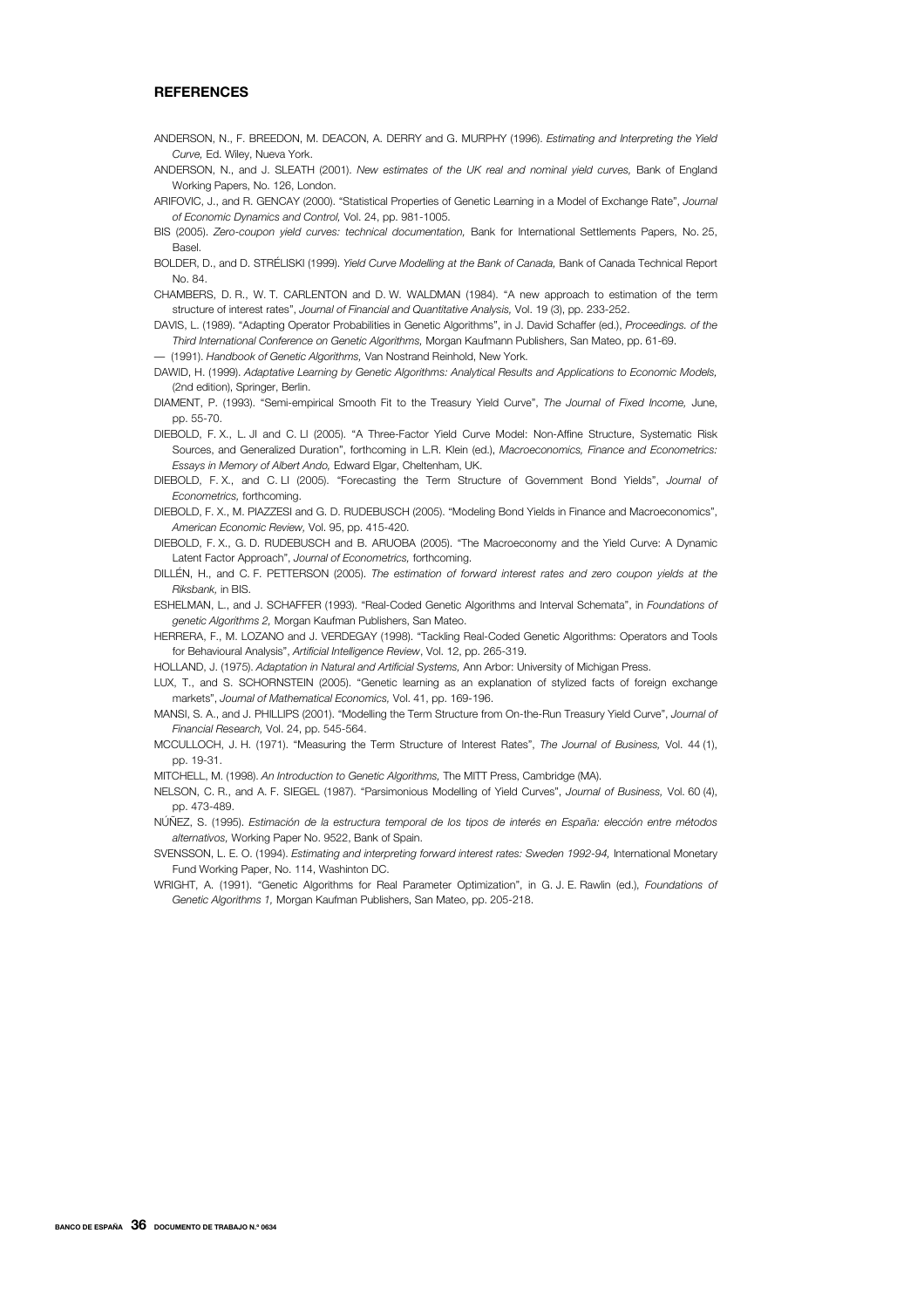## REFERENCES

ANDERSON, N., F. BREEDON, M. DEACON, A. DERRY and G. MURPHY (1996). *Estimating and Interpreting the Yield Curve,* Ed. Wiley, Nueva York.

ANDERSON, N., and J. SLEATH (2001). *New estimates of the UK real and nominal yield curves,* Bank of England Working Papers, No. 126, London.

ARIFOVIC, J., and R. GENCAY (2000). "Statistical Properties of Genetic Learning in a Model of Exchange Rate", *Journal of Economic Dynamics and Control,* Vol. 24, pp. 981-1005.

BIS (2005). *Zero-coupon yield curves: technical documentation,* Bank for International Settlements Papers, No. 25, Basel.

BOLDER, D., and D. STRÉLISKI (1999). *Yield Curve Modelling at the Bank of Canada,* Bank of Canada Technical Report No. 84.

CHAMBERS, D. R., W. T. CARLENTON and D. W. WALDMAN (1984). "A new approach to estimation of the term structure of interest rates", *Journal of Financial and Quantitative Analysis,* Vol. 19 (3), pp. 233-252.

DAVIS, L. (1989). "Adapting Operator Probabilities in Genetic Algorithms", in J. David Schaffer (ed.), *Proceedings. of the Third International Conference on Genetic Algorithms,* Morgan Kaufmann Publishers, San Mateo, pp. 61-69.

— (1991). *Handbook of Genetic Algorithms,* Van Nostrand Reinhold, New York.

DAWID, H. (1999). *Adaptative Learning by Genetic Algorithms: Analytical Results and Applications to Economic Models,* (2nd edition), Springer, Berlin.

DIAMENT, P. (1993). "Semi-empirical Smooth Fit to the Treasury Yield Curve", *The Journal of Fixed Income,* June, pp. 55-70.

DIEBOLD, F. X., L. JI and C. LI (2005). "A Three-Factor Yield Curve Model: Non-Affine Structure, Systematic Risk Sources, and Generalized Duration", forthcoming in L.R. Klein (ed.), *Macroeconomics, Finance and Econometrics: Essays in Memory of Albert Ando,* Edward Elgar, Cheltenham, UK.

DIEBOLD, F. X., and C. LI (2005). "Forecasting the Term Structure of Government Bond Yields", *Journal of Econometrics,* forthcoming.

DIEBOLD, F. X., M. PIAZZESI and G. D. RUDEBUSCH (2005). "Modeling Bond Yields in Finance and Macroeconomics", *American Economic Review,* Vol. 95, pp. 415-420.

DIEBOLD, F. X., G. D. RUDEBUSCH and B. ARUOBA (2005). "The Macroeconomy and the Yield Curve: A Dynamic Latent Factor Approach", *Journal of Econometrics,* forthcoming.

DILLÉN, H., and C. F. PETTERSON (2005). *The estimation of forward interest rates and zero coupon yields at the Riksbank,* in BIS.

ESHELMAN, L., and J. SCHAFFER (1993). "Real-Coded Genetic Algorithms and Interval Schemata", in *Foundations of genetic Algorithms 2,* Morgan Kaufman Publishers, San Mateo.

HERRERA, F., M. LOZANO and J. VERDEGAY (1998). "Tackling Real-Coded Genetic Algorithms: Operators and Tools for Behavioural Analysis", *Artificial Intelligence Review*, Vol. 12, pp. 265-319.

HOLLAND, J. (1975). *Adaptation in Natural and Artificial Systems,* Ann Arbor: University of Michigan Press.

LUX, T., and S. SCHORNSTEIN (2005). "Genetic learning as an explanation of stylized facts of foreign exchange markets", *Journal of Mathematical Economics,* Vol. 41, pp. 169-196.

MANSI, S. A., and J. PHILLIPS (2001). "Modelling the Term Structure from On-the-Run Treasury Yield Curve", *Journal of Financial Research,* Vol. 24, pp. 545-564.

MCCULLOCH, J. H. (1971). "Measuring the Term Structure of Interest Rates", *The Journal of Business,* Vol. 44 (1), pp. 19-31.

MITCHELL, M. (1998). *An Introduction to Genetic Algorithms,* The MITT Press, Cambridge (MA).

NELSON, C. R., and A. F. SIEGEL (1987). "Parsimonious Modelling of Yield Curves", *Journal of Business,* Vol. 60 (4), pp. 473-489.

NÚÑEZ, S. (1995). *Estimación de la estructura temporal de los tipos de interés en España: elección entre métodos alternativos,* Working Paper No. 9522, Bank of Spain.

SVENSSON, L. E. O. (1994). *Estimating and interpreting forward interest rates: Sweden 1992-94,* International Monetary Fund Working Paper, No. 114, Washinton DC.

WRIGHT, A. (1991). "Genetic Algorithms for Real Parameter Optimization", in G. J. E. Rawlin (ed.), *Foundations of Genetic Algorithms 1,* Morgan Kaufman Publishers, San Mateo, pp. 205-218.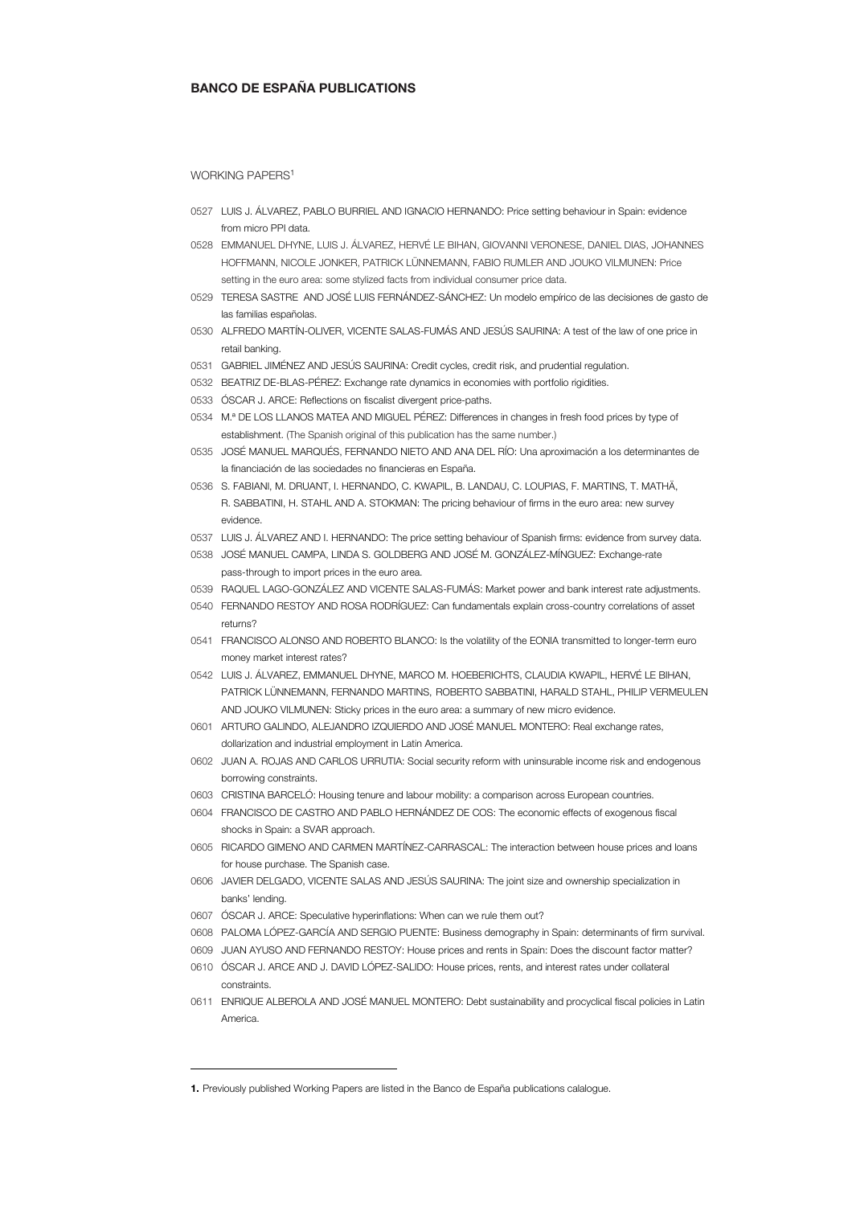## BANCO DE ESPAÑA PUBLICATIONS

WORKING PAPERS[1]

0527 LUIS J. ÁLVAREZ, PABLO BURRIEL AND IGNACIO HERNANDO: Price setting behaviour in Spain: evidence from micro PPI data.

0528 EMMANUEL DHYNE, LUIS J. ÁLVAREZ, HERVÉ LE BIHAN, GIOVANNI VERONESE, DANIEL DIAS, JOHANNES HOFFMANN, NICOLE JONKER, PATRICK LÜNNEMANN, FABIO RUMLER AND JOUKO VILMUNEN: Price setting in the euro area: some stylized facts from individual consumer price data.

0529 TERESA SASTRE AND JOSÉ LUIS FERNÁNDEZ-SÁNCHEZ: Un modelo empírico de las decisiones de gasto de las familias españolas.

0530 ALFREDO MARTÍN-OLIVER, VICENTE SALAS-FUMÁS AND JESÚS SAURINA: A test of the law of one price in retail banking.

0531 GABRIEL JIMÉNEZ AND JESÚS SAURINA: Credit cycles, credit risk, and prudential regulation.

0532 BEATRIZ DE-BLAS-PÉREZ: Exchange rate dynamics in economies with portfolio rigidities.

0533 ÓSCAR J. ARCE: Reflections on fiscalist divergent price-paths.

0534 M.ª DE LOS LLANOS MATEA AND MIGUEL PÉREZ: Differences in changes in fresh food prices by type of establishment. (The Spanish original of this publication has the same number.)

0535 JOSÉ MANUEL MARQUÉS, FERNANDO NIETO AND ANA DEL RÍO: Una aproximación a los determinantes de la financiación de las sociedades no financieras en España.

0536 S. FABIANI, M. DRUANT, I. HERNANDO, C. KWAPIL, B. LANDAU, C. LOUPIAS, F. MARTINS, T. MATHÄ, R. SABBATINI, H. STAHL AND A. STOKMAN: The pricing behaviour of firms in the euro area: new survey evidence.

0537 LUIS J. ÁLVAREZ AND I. HERNANDO: The price setting behaviour of Spanish firms: evidence from survey data.

0538 JOSÉ MANUEL CAMPA, LINDA S. GOLDBERG AND JOSÉ M. GONZÁLEZ-MÍNGUEZ: Exchange-rate pass-through to import prices in the euro area.

0539 RAQUEL LAGO-GONZÁLEZ AND VICENTE SALAS-FUMÁS: Market power and bank interest rate adjustments.

0540 FERNANDO RESTOY AND ROSA RODRÍGUEZ: Can fundamentals explain cross-country correlations of asset returns?

0541 FRANCISCO ALONSO AND ROBERTO BLANCO: Is the volatility of the EONIA transmitted to longer-term euro money market interest rates?

0542 LUIS J. ÁLVAREZ, EMMANUEL DHYNE, MARCO M. HOEBERICHTS, CLAUDIA KWAPIL, HERVÉ LE BIHAN, PATRICK LÜNNEMANN, FERNANDO MARTINS, ROBERTO SABBATINI, HARALD STAHL, PHILIP VERMEULEN AND JOUKO VILMUNEN: Sticky prices in the euro area: a summary of new micro evidence.

0601 ARTURO GALINDO, ALEJANDRO IZQUIERDO AND JOSÉ MANUEL MONTERO: Real exchange rates, dollarization and industrial employment in Latin America.

0602 JUAN A. ROJAS AND CARLOS URRUTIA: Social security reform with uninsurable income risk and endogenous borrowing constraints.

0603 CRISTINA BARCELÓ: Housing tenure and labour mobility: a comparison across European countries.

0604 FRANCISCO DE CASTRO AND PABLO HERNÁNDEZ DE COS: The economic effects of exogenous fiscal shocks in Spain: a SVAR approach.

0605 RICARDO GIMENO AND CARMEN MARTÍNEZ-CARRASCAL: The interaction between house prices and loans for house purchase. The Spanish case.

0606 JAVIER DELGADO, VICENTE SALAS AND JESÚS SAURINA: The joint size and ownership specialization in banks' lending.

0607 ÓSCAR J. ARCE: Speculative hyperinflations: When can we rule them out?

0608 PALOMA LÓPEZ-GARCÍA AND SERGIO PUENTE: Business demography in Spain: determinants of firm survival.

0609 JUAN AYUSO AND FERNANDO RESTOY: House prices and rents in Spain: Does the discount factor matter?

0610 ÓSCAR J. ARCE AND J. DAVID LÓPEZ-SALIDO: House prices, rents, and interest rates under collateral constraints.

0611 ENRIQUE ALBEROLA AND JOSÉ MANUEL MONTERO: Debt sustainability and procyclical fiscal policies in Latin America.

---

**1.** Previously published Working Papers are listed in the Banco de España publications calalogue.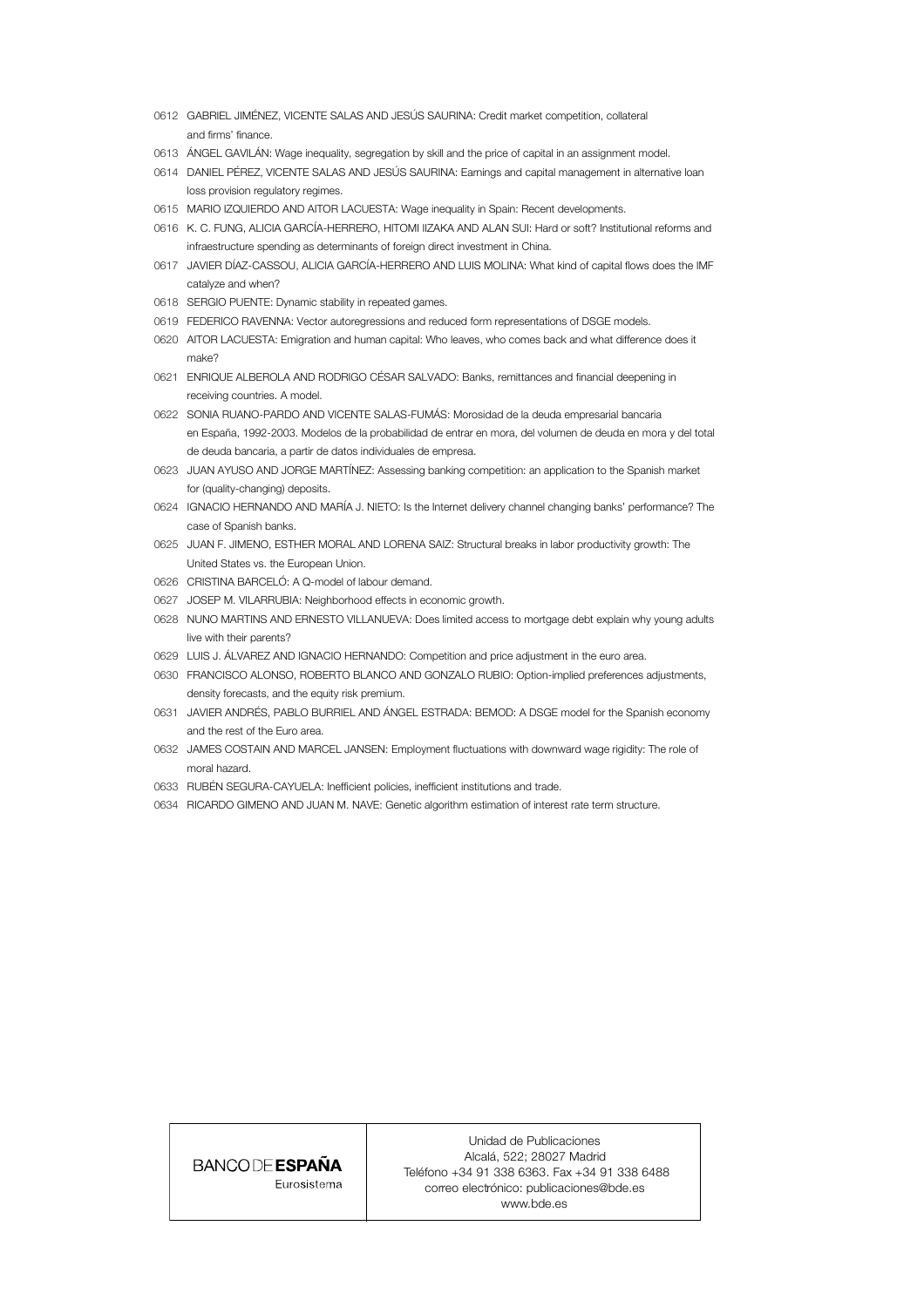0612 GABRIEL JIMÉNEZ, VICENTE SALAS AND JESÚS SAURINA: Credit market competition, collateral and firms' finance.

0613 ÁNGEL GAVILÁN: Wage inequality, segregation by skill and the price of capital in an assignment model.

0614 DANIEL PÉREZ, VICENTE SALAS AND JESÚS SAURINA: Earnings and capital management in alternative loan loss provision regulatory regimes.

0615 MARIO IZQUIERDO AND AITOR LACUESTA: Wage inequality in Spain: Recent developments.

0616 K. C. FUNG, ALICIA GARCÍA-HERRERO, HITOMI IIZAKA AND ALAN SUI: Hard or soft? Institutional reforms and infraestructure spending as determinants of foreign direct investment in China.

0617 JAVIER DÍAZ-CASSOU, ALICIA GARCÍA-HERRERO AND LUIS MOLINA: What kind of capital flows does the IMF catalyze and when?

0618 SERGIO PUENTE: Dynamic stability in repeated games.

0619 FEDERICO RAVENNA: Vector autoregressions and reduced form representations of DSGE models.

0620 AITOR LACUESTA: Emigration and human capital: Who leaves, who comes back and what difference does it make?

0621 ENRIQUE ALBEROLA AND RODRIGO CÉSAR SALVADO: Banks, remittances and financial deepening in receiving countries. A model.

0622 SONIA RUANO-PARDO AND VICENTE SALAS-FUMÁS: Morosidad de la deuda empresarial bancaria en España, 1992-2003. Modelos de la probabilidad de entrar en mora, del volumen de deuda en mora y del total de deuda bancaria, a partir de datos individuales de empresa.

0623 JUAN AYUSO AND JORGE MARTÍNEZ: Assessing banking competition: an application to the Spanish market for (quality-changing) deposits.

0624 IGNACIO HERNANDO AND MARÍA J. NIETO: Is the Internet delivery channel changing banks' performance? The case of Spanish banks.

0625 JUAN F. JIMENO, ESTHER MORAL AND LORENA SAIZ: Structural breaks in labor productivity growth: The United States vs. the European Union.

0626 CRISTINA BARCELÓ: A Q-model of labour demand.

0627 JOSEP M. VILARRUBIA: Neighborhood effects in economic growth.

0628 NUNO MARTINS AND ERNESTO VILLANUEVA: Does limited access to mortgage debt explain why young adults live with their parents?

0629 LUIS J. ÁLVAREZ AND IGNACIO HERNANDO: Competition and price adjustment in the euro area.

0630 FRANCISCO ALONSO, ROBERTO BLANCO AND GONZALO RUBIO: Option-implied preferences adjustments, density forecasts, and the equity risk premium.

0631 JAVIER ANDRÉS, PABLO BURRIEL AND ÁNGEL ESTRADA: BEMOD: A DSGE model for the Spanish economy and the rest of the Euro area.

0632 JAMES COSTAIN AND MARCEL JANSEN: Employment fluctuations with downward wage rigidity: The role of moral hazard.

0633 RUBÉN SEGURA-CAYUELA: Inefficient policies, inefficient institutions and trade.

0634 RICARDO GIMENO AND JUAN M. NAVE: Genetic algorithm estimation of interest rate term structure.

BANCO DE **ESPAÑA**
Eurosistema

Unidad de Publicaciones
Alcalá, 522; 28027 Madrid
Teléfono +34 91 338 6363. Fax +34 91 338 6488
correo electrónico: publicaciones@bde.es
www.bde.es